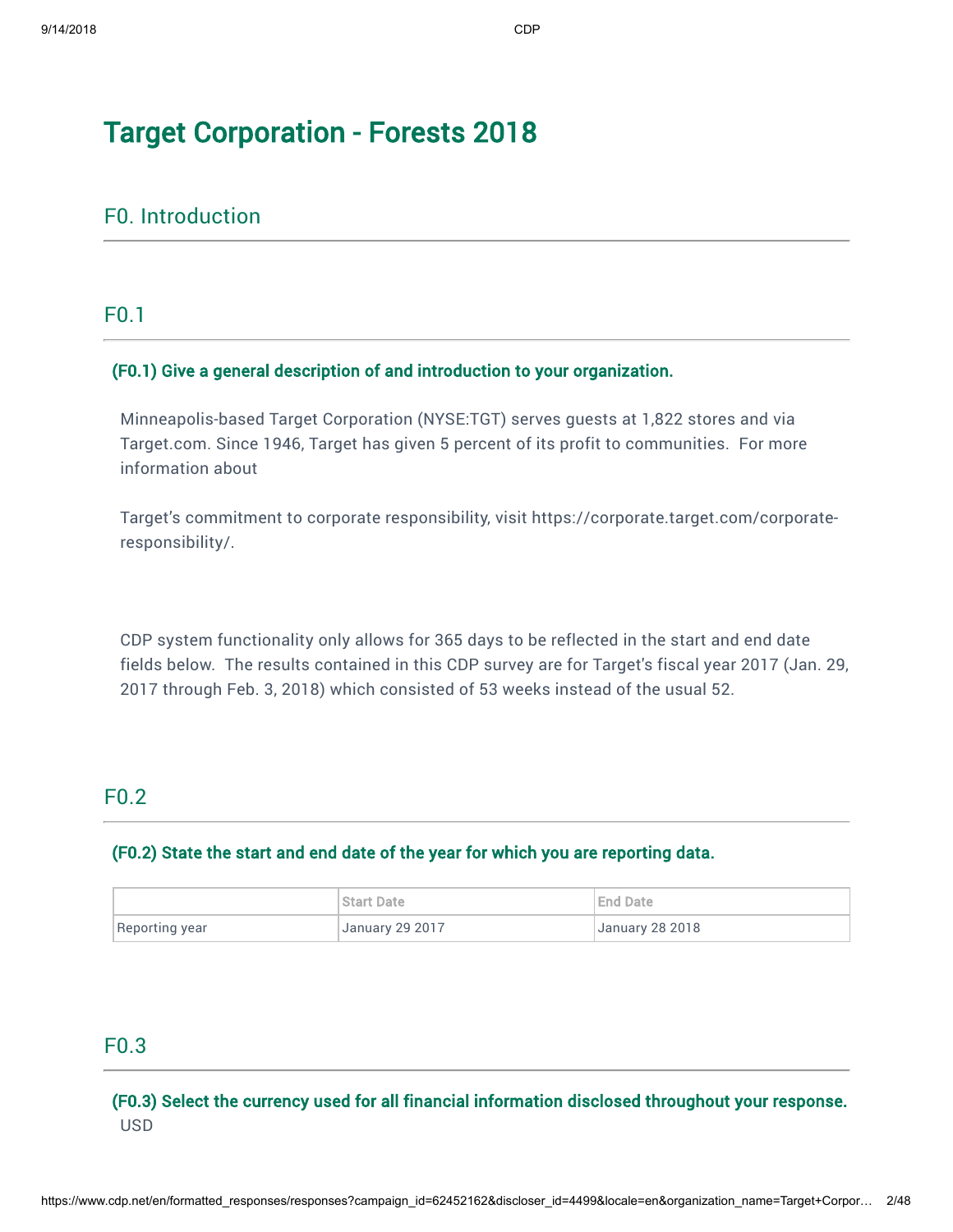# Target Corporation - Forests 2018

## F0. Introduction

### F0.1

**(F0.1) Give a general description of and introduction to your organization.**

Minneapolis-based Target Corporation (NYSE:TGT) serves guests at 1,822 stores and via Target.com. Since 1946, Target has given 5 percent of its profit to communities. For more information about

Target's commitment to corporate responsibility, visit https://corporate.target.com/corporate-responsibility/.

CDP system functionality only allows for 365 days to be reflected in the start and end date fields below. The results contained in this CDP survey are for Target's fiscal year 2017 (Jan. 29, 2017 through Feb. 3, 2018) which consisted of 53 weeks instead of the usual 52.

### F0.2

**(F0.2) State the start and end date of the year for which you are reporting data.**

| | Start Date | End Date |
|---|---|---|
| Reporting year | January 29 2017 | January 28 2018 |

### F0.3

**(F0.3) Select the currency used for all financial information disclosed throughout your response.**

USD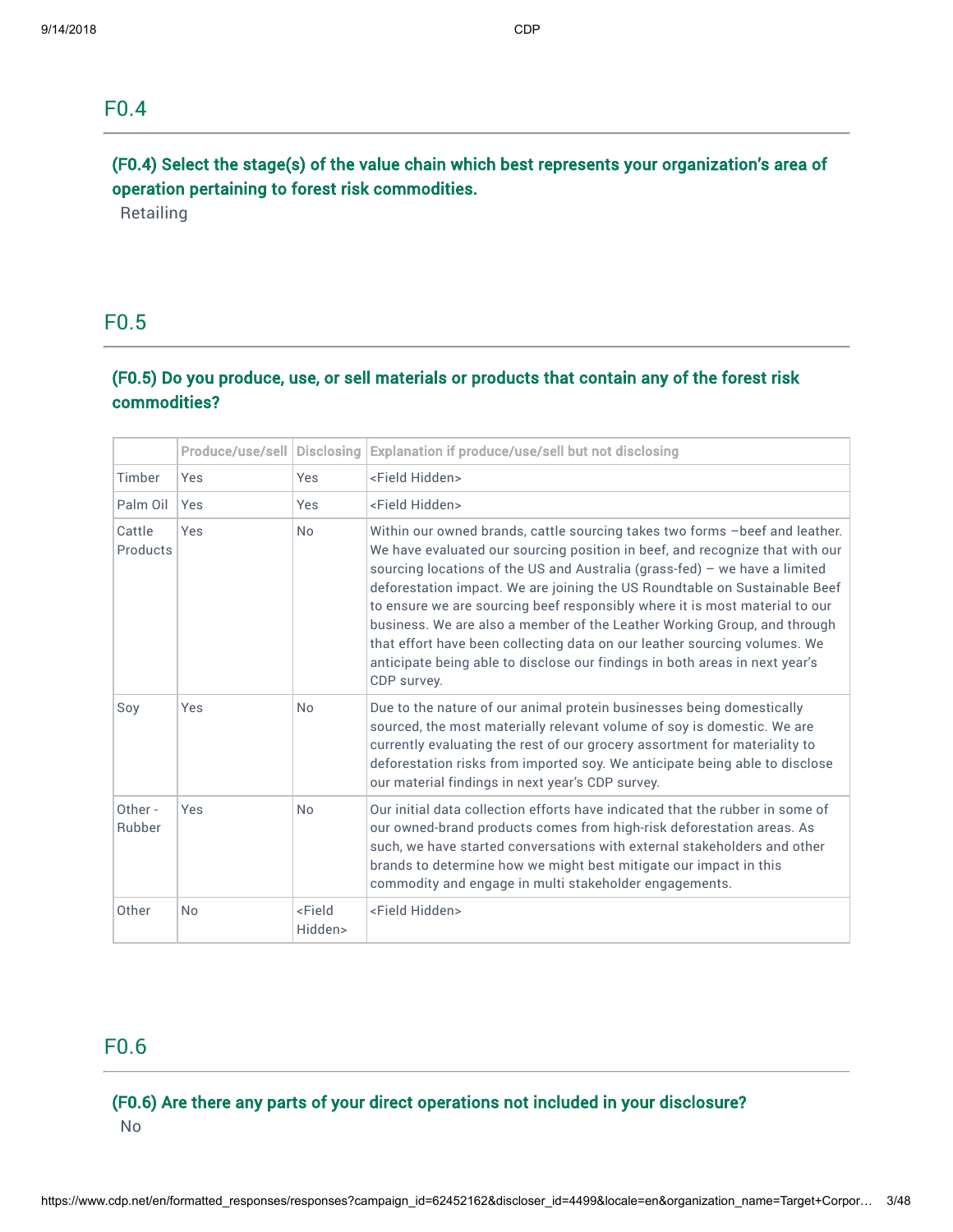## F0.4

### (F0.4) Select the stage(s) of the value chain which best represents your organization's area of operation pertaining to forest risk commodities.

Retailing

## F0.5

### (F0.5) Do you produce, use, or sell materials or products that contain any of the forest risk commodities?

| | Produce/use/sell | Disclosing | Explanation if produce/use/sell but not disclosing |
|---|---|---|---|
| Timber | Yes | Yes | <Field Hidden> |
| Palm Oil | Yes | Yes | <Field Hidden> |
| Cattle Products | Yes | No | Within our owned brands, cattle sourcing takes two forms –beef and leather. We have evaluated our sourcing position in beef, and recognize that with our sourcing locations of the US and Australia (grass-fed) – we have a limited deforestation impact. We are joining the US Roundtable on Sustainable Beef to ensure we are sourcing beef responsibly where it is most material to our business. We are also a member of the Leather Working Group, and through that effort have been collecting data on our leather sourcing volumes. We anticipate being able to disclose our findings in both areas in next year's CDP survey. |
| Soy | Yes | No | Due to the nature of our animal protein businesses being domestically sourced, the most materially relevant volume of soy is domestic. We are currently evaluating the rest of our grocery assortment for materiality to deforestation risks from imported soy. We anticipate being able to disclose our material findings in next year's CDP survey. |
| Other - Rubber | Yes | No | Our initial data collection efforts have indicated that the rubber in some of our owned-brand products comes from high-risk deforestation areas. As such, we have started conversations with external stakeholders and other brands to determine how we might best mitigate our impact in this commodity and engage in multi stakeholder engagements. |
| Other | No | <Field Hidden> | <Field Hidden> |

## F0.6

### (F0.6) Are there any parts of your direct operations not included in your disclosure?

No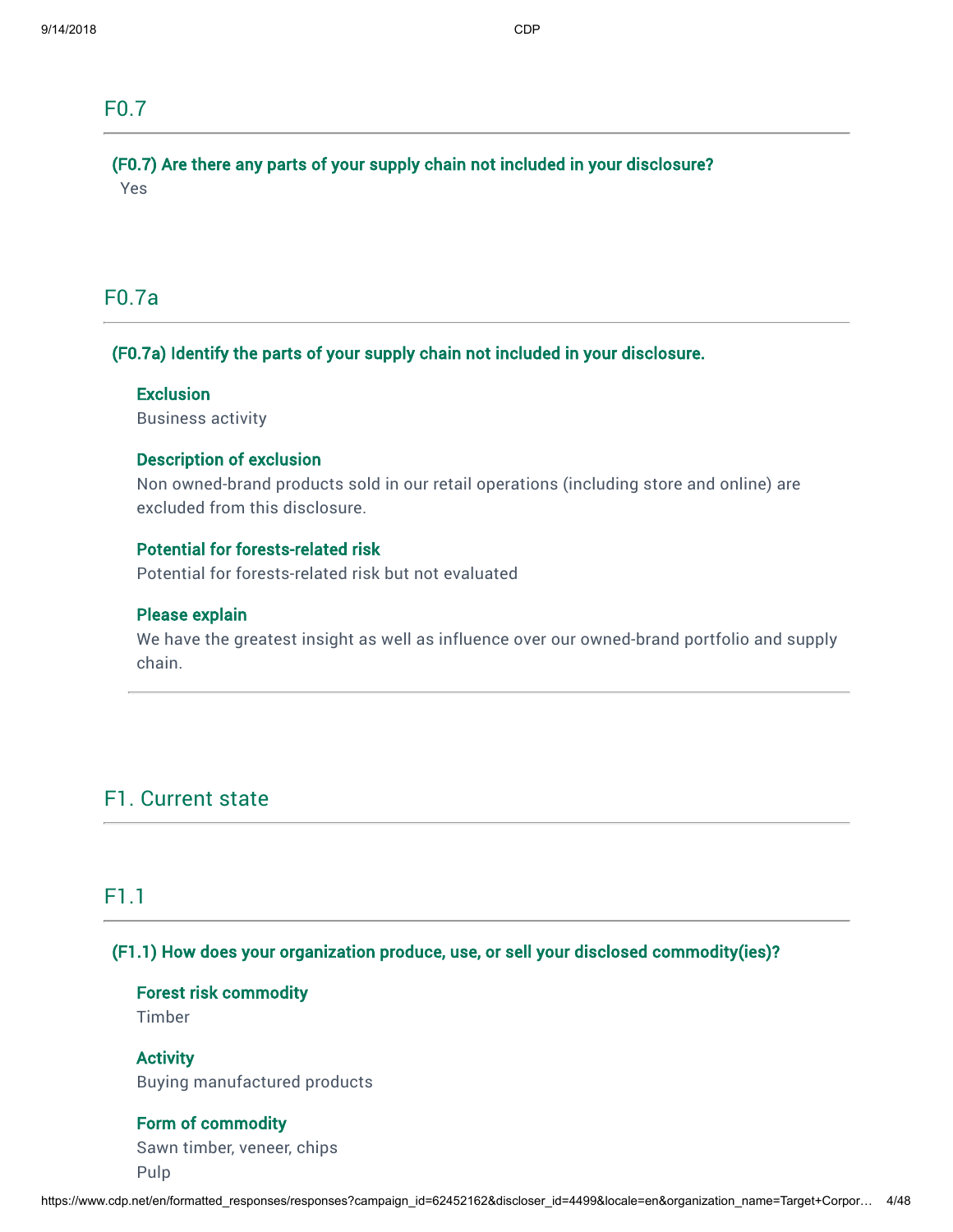## F0.7

**(F0.7) Are there any parts of your supply chain not included in your disclosure?**

Yes

## F0.7a

**(F0.7a) Identify the parts of your supply chain not included in your disclosure.**

**Exclusion**

Business activity

**Description of exclusion**

Non owned-brand products sold in our retail operations (including store and online) are excluded from this disclosure.

**Potential for forests-related risk**

Potential for forests-related risk but not evaluated

**Please explain**

We have the greatest insight as well as influence over our owned-brand portfolio and supply chain.

# F1. Current state

## F1.1

**(F1.1) How does your organization produce, use, or sell your disclosed commodity(ies)?**

**Forest risk commodity**

Timber

**Activity**

Buying manufactured products

**Form of commodity**

Sawn timber, veneer, chips

Pulp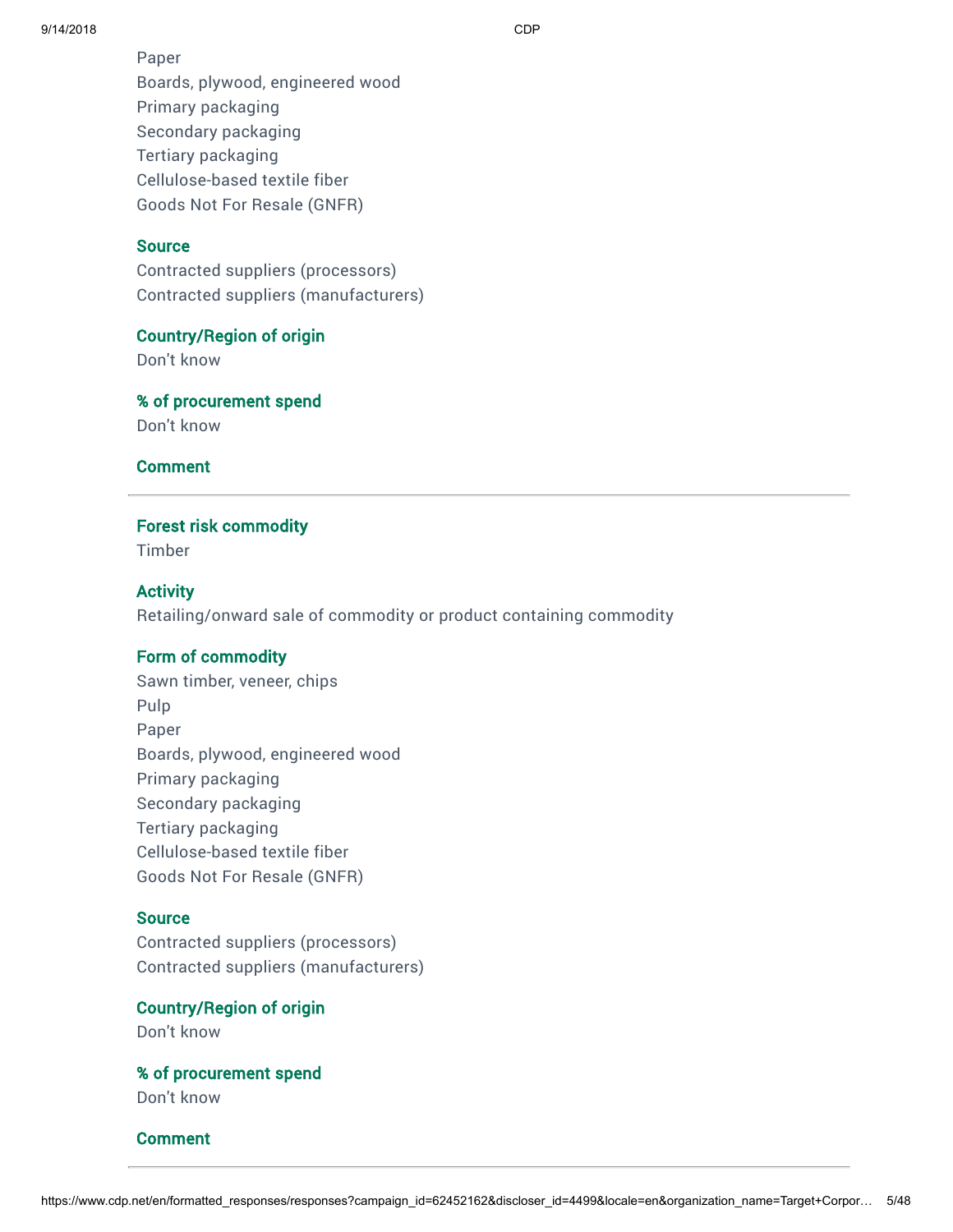Paper
Boards, plywood, engineered wood
Primary packaging
Secondary packaging
Tertiary packaging
Cellulose-based textile fiber
Goods Not For Resale (GNFR)

**Source**
Contracted suppliers (processors)
Contracted suppliers (manufacturers)

**Country/Region of origin**
Don't know

**% of procurement spend**
Don't know

**Comment**

---

**Forest risk commodity**
Timber

**Activity**
Retailing/onward sale of commodity or product containing commodity

**Form of commodity**
Sawn timber, veneer, chips
Pulp
Paper
Boards, plywood, engineered wood
Primary packaging
Secondary packaging
Tertiary packaging
Cellulose-based textile fiber
Goods Not For Resale (GNFR)

**Source**
Contracted suppliers (processors)
Contracted suppliers (manufacturers)

**Country/Region of origin**
Don't know

**% of procurement spend**
Don't know

**Comment**

---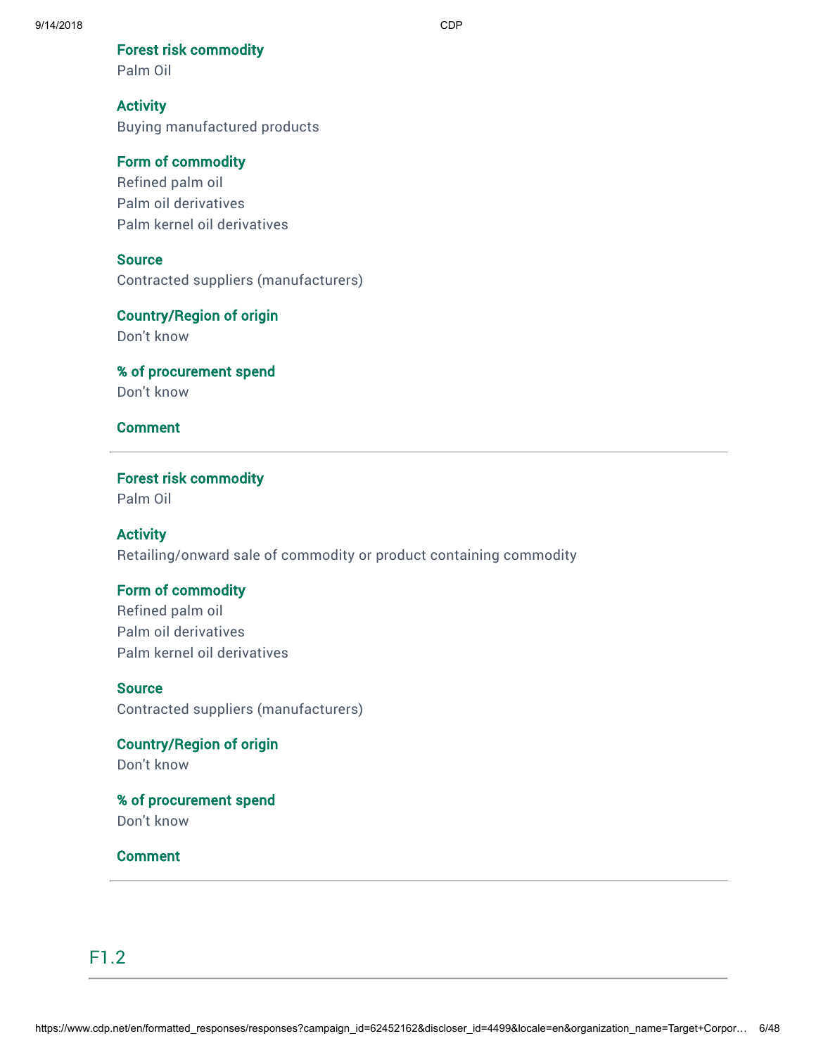**Forest risk commodity**
Palm Oil

**Activity**
Buying manufactured products

**Form of commodity**
Refined palm oil
Palm oil derivatives
Palm kernel oil derivatives

**Source**
Contracted suppliers (manufacturers)

**Country/Region of origin**
Don't know

**% of procurement spend**
Don't know

**Comment**

---

**Forest risk commodity**
Palm Oil

**Activity**
Retailing/onward sale of commodity or product containing commodity

**Form of commodity**
Refined palm oil
Palm oil derivatives
Palm kernel oil derivatives

**Source**
Contracted suppliers (manufacturers)

**Country/Region of origin**
Don't know

**% of procurement spend**
Don't know

**Comment**

---

## F1.2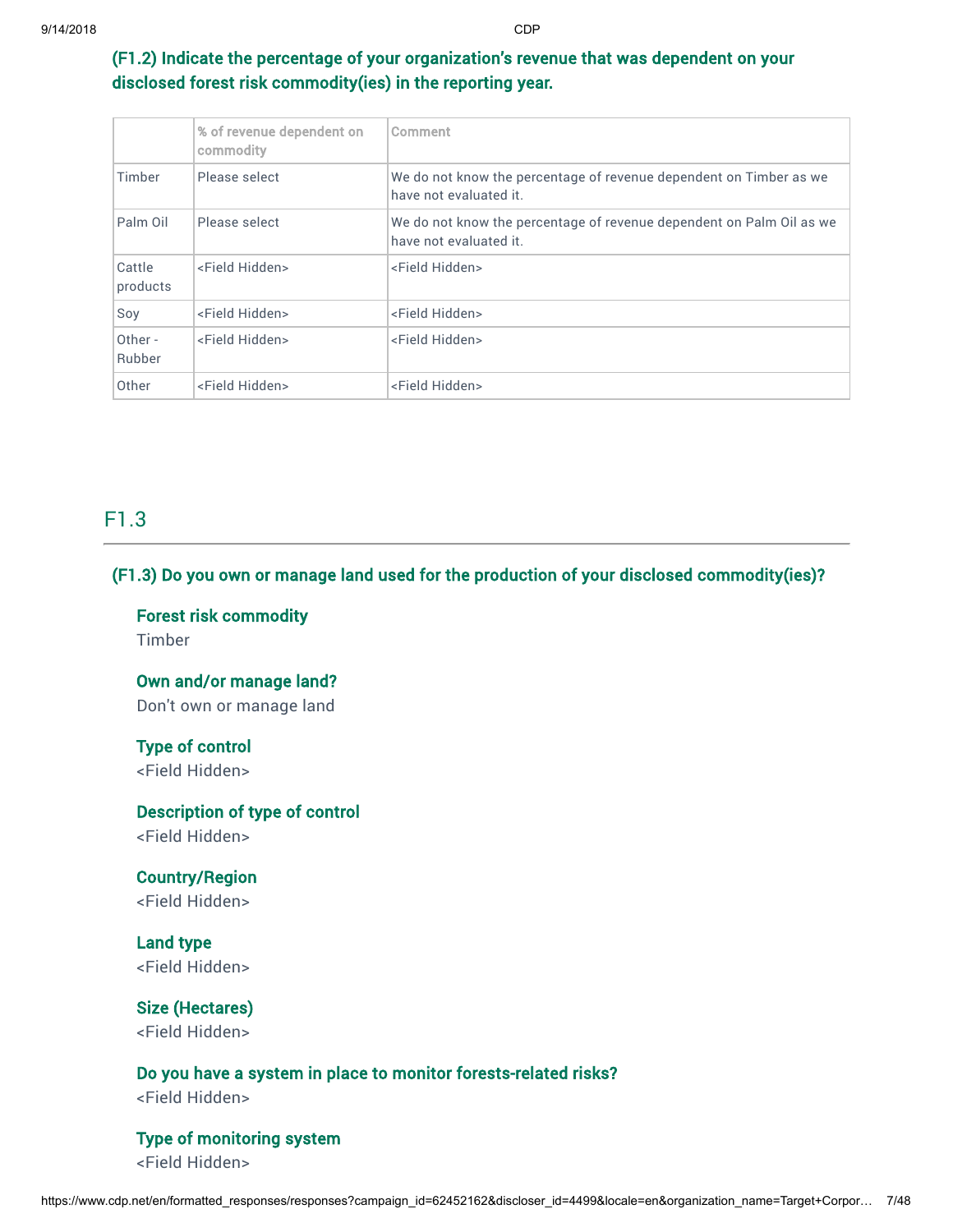### (F1.2) Indicate the percentage of your organization's revenue that was dependent on your disclosed forest risk commodity(ies) in the reporting year.

| | % of revenue dependent on commodity | Comment |
|---|---|---|
| Timber | Please select | We do not know the percentage of revenue dependent on Timber as we have not evaluated it. |
| Palm Oil | Please select | We do not know the percentage of revenue dependent on Palm Oil as we have not evaluated it. |
| Cattle products | <Field Hidden> | <Field Hidden> |
| Soy | <Field Hidden> | <Field Hidden> |
| Other - Rubber | <Field Hidden> | <Field Hidden> |
| Other | <Field Hidden> | <Field Hidden> |

## F1.3

### (F1.3) Do you own or manage land used for the production of your disclosed commodity(ies)?

**Forest risk commodity**
Timber

**Own and/or manage land?**
Don't own or manage land

**Type of control**
<Field Hidden>

**Description of type of control**
<Field Hidden>

**Country/Region**
<Field Hidden>

**Land type**
<Field Hidden>

**Size (Hectares)**
<Field Hidden>

**Do you have a system in place to monitor forests-related risks?**
<Field Hidden>

**Type of monitoring system**
<Field Hidden>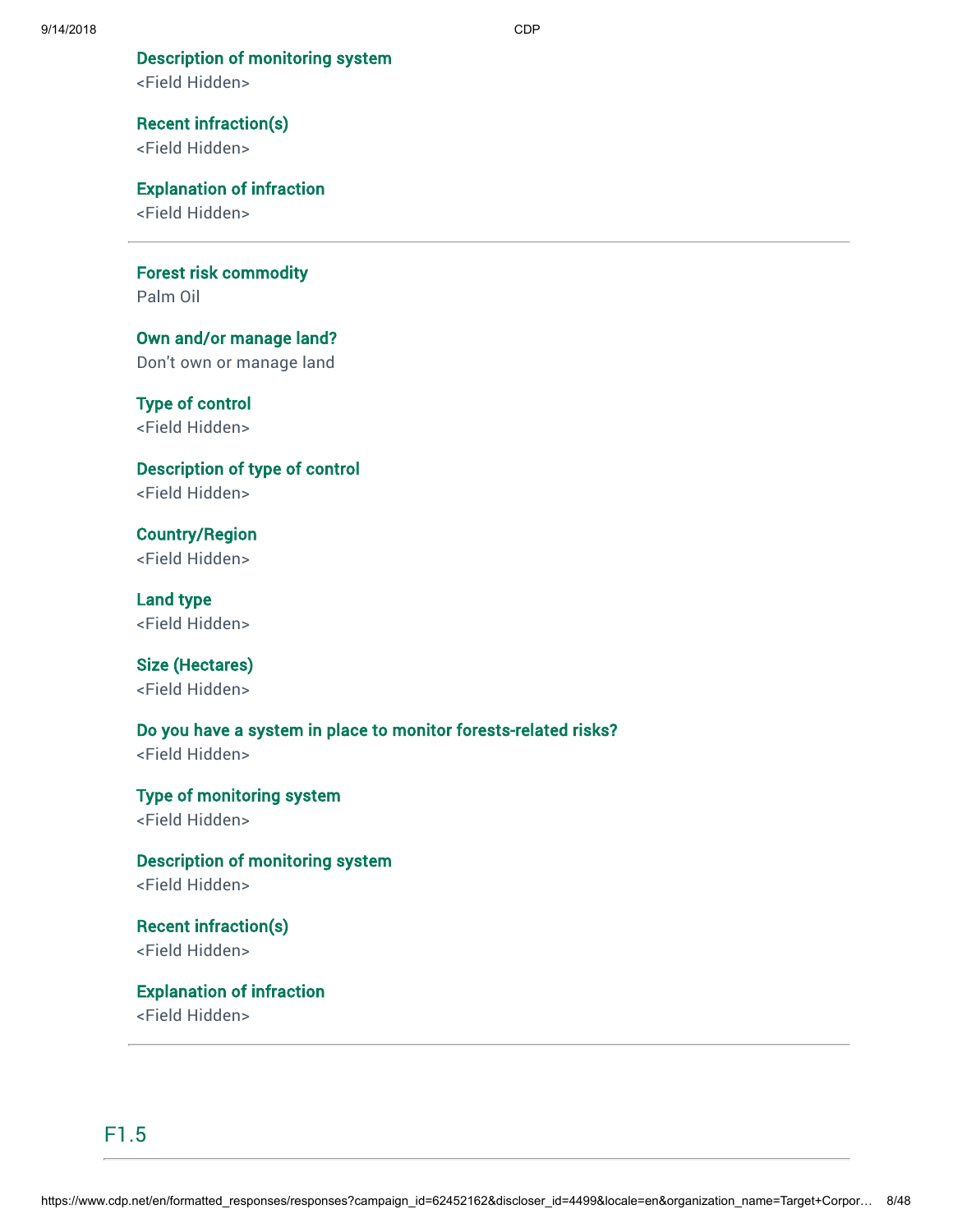**Description of monitoring system**
<Field Hidden>

**Recent infraction(s)**
<Field Hidden>

**Explanation of infraction**
<Field Hidden>

---

**Forest risk commodity**
Palm Oil

**Own and/or manage land?**
Don't own or manage land

**Type of control**
<Field Hidden>

**Description of type of control**
<Field Hidden>

**Country/Region**
<Field Hidden>

**Land type**
<Field Hidden>

**Size (Hectares)**
<Field Hidden>

**Do you have a system in place to monitor forests-related risks?**
<Field Hidden>

**Type of monitoring system**
<Field Hidden>

**Description of monitoring system**
<Field Hidden>

**Recent infraction(s)**
<Field Hidden>

**Explanation of infraction**
<Field Hidden>

---

## F1.5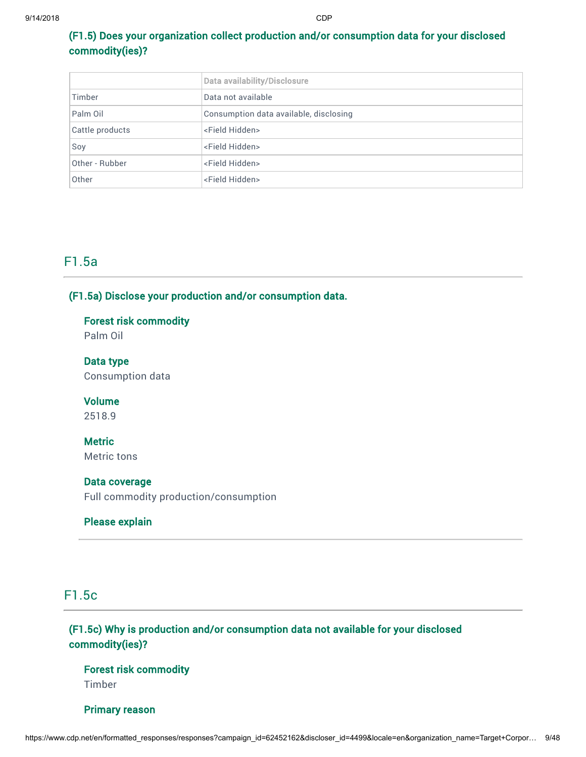### (F1.5) Does your organization collect production and/or consumption data for your disclosed commodity(ies)?

| | Data availability/Disclosure |
|---|---|
| Timber | Data not available |
| Palm Oil | Consumption data available, disclosing |
| Cattle products | <Field Hidden> |
| Soy | <Field Hidden> |
| Other - Rubber | <Field Hidden> |
| Other | <Field Hidden> |

## F1.5a

### (F1.5a) Disclose your production and/or consumption data.

**Forest risk commodity**
Palm Oil

**Data type**
Consumption data

**Volume**
2518.9

**Metric**
Metric tons

**Data coverage**
Full commodity production/consumption

**Please explain**

## F1.5c

### (F1.5c) Why is production and/or consumption data not available for your disclosed commodity(ies)?

**Forest risk commodity**
Timber

**Primary reason**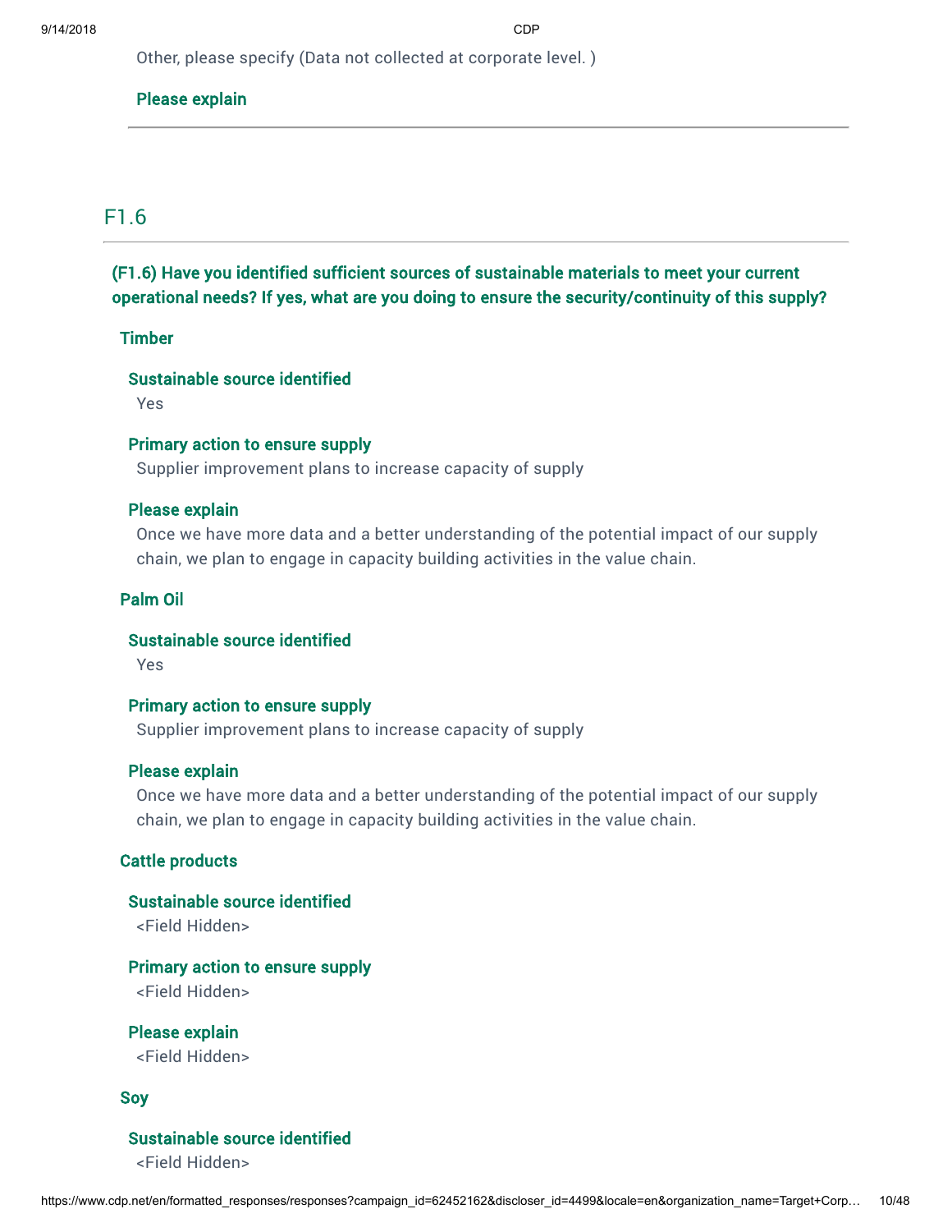Other, please specify (Data not collected at corporate level. )

**Please explain**

---

## F1.6

**(F1.6) Have you identified sufficient sources of sustainable materials to meet your current operational needs? If yes, what are you doing to ensure the security/continuity of this supply?**

### Timber

**Sustainable source identified**

Yes

**Primary action to ensure supply**

Supplier improvement plans to increase capacity of supply

**Please explain**

Once we have more data and a better understanding of the potential impact of our supply chain, we plan to engage in capacity building activities in the value chain.

### Palm Oil

**Sustainable source identified**

Yes

**Primary action to ensure supply**

Supplier improvement plans to increase capacity of supply

**Please explain**

Once we have more data and a better understanding of the potential impact of our supply chain, we plan to engage in capacity building activities in the value chain.

### Cattle products

**Sustainable source identified**

<Field Hidden>

**Primary action to ensure supply**

<Field Hidden>

**Please explain**

<Field Hidden>

### Soy

**Sustainable source identified**

<Field Hidden>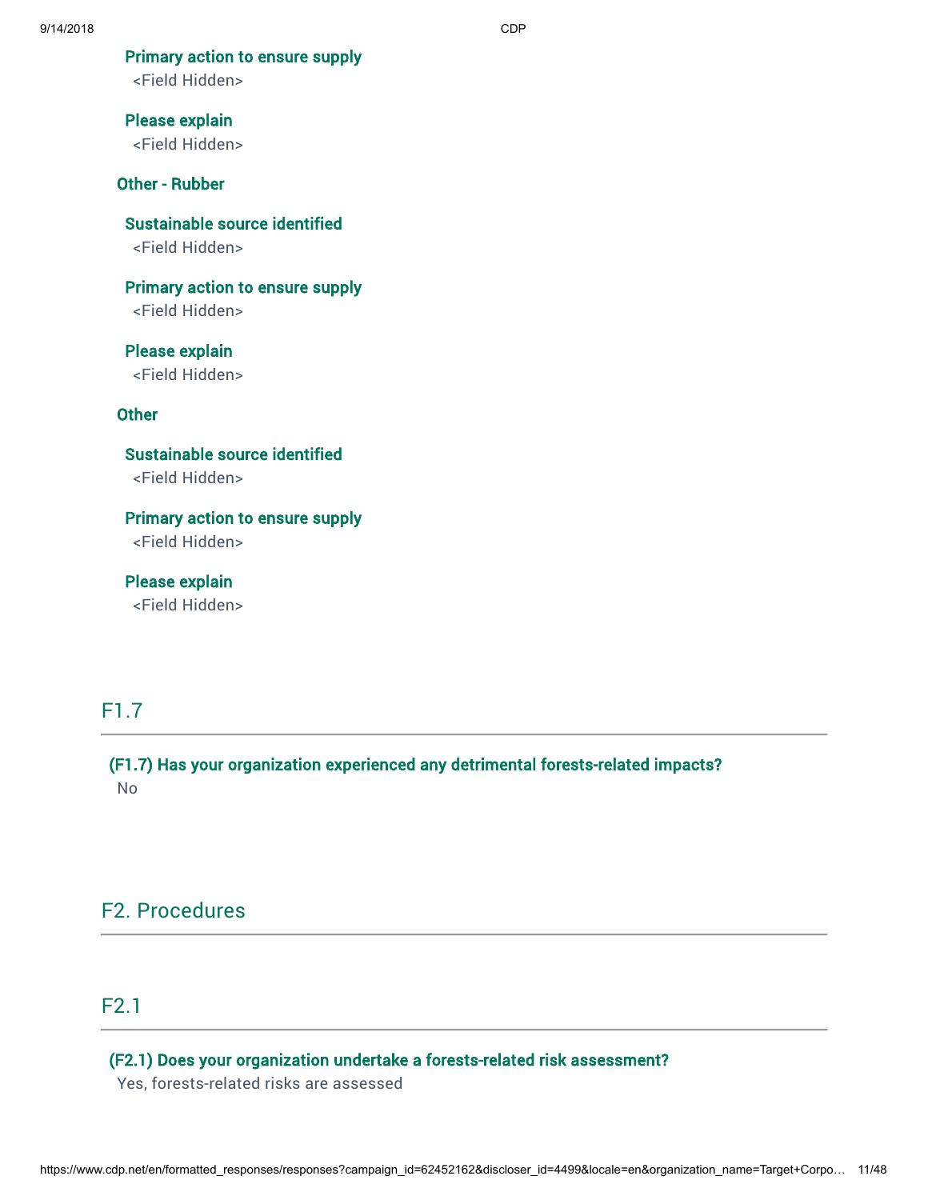**Primary action to ensure supply**
<Field Hidden>

**Please explain**
<Field Hidden>

**Other - Rubber**

**Sustainable source identified**
<Field Hidden>

**Primary action to ensure supply**
<Field Hidden>

**Please explain**
<Field Hidden>

**Other**

**Sustainable source identified**
<Field Hidden>

**Primary action to ensure supply**
<Field Hidden>

**Please explain**
<Field Hidden>

## F1.7

**(F1.7) Has your organization experienced any detrimental forests-related impacts?**
No

# F2. Procedures

## F2.1

**(F2.1) Does your organization undertake a forests-related risk assessment?**
Yes, forests-related risks are assessed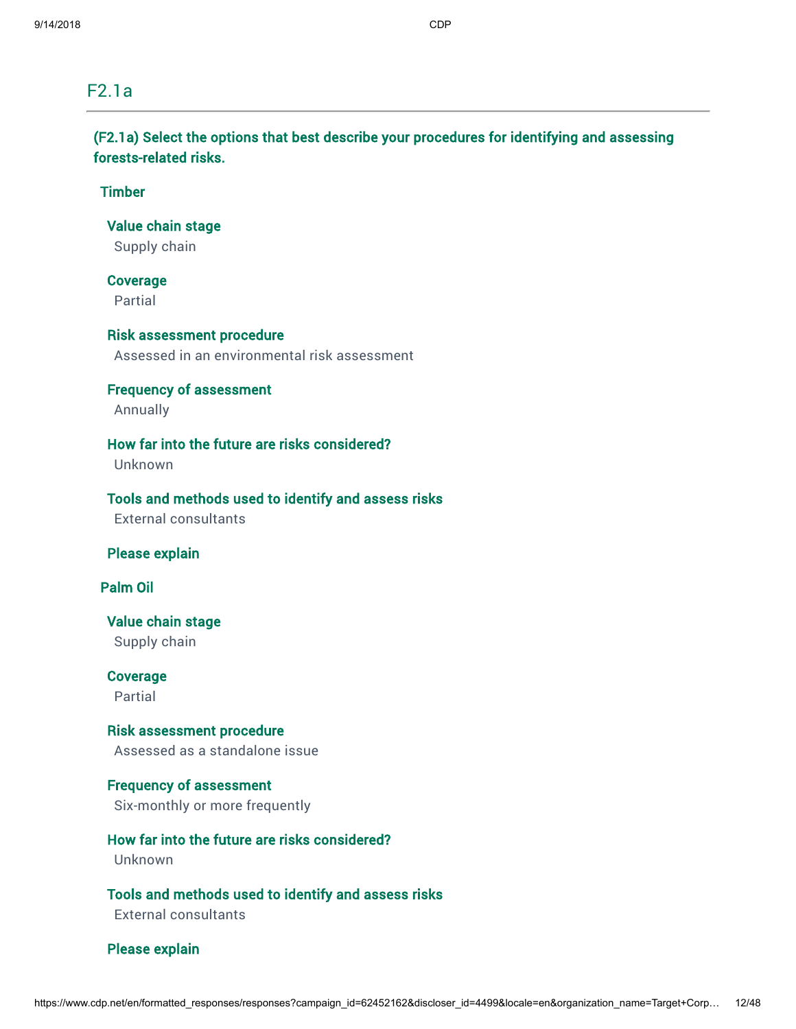## F2.1a

### (F2.1a) Select the options that best describe your procedures for identifying and assessing forests-related risks.

**Timber**

**Value chain stage**
Supply chain

**Coverage**
Partial

**Risk assessment procedure**
Assessed in an environmental risk assessment

**Frequency of assessment**
Annually

**How far into the future are risks considered?**
Unknown

**Tools and methods used to identify and assess risks**
External consultants

**Please explain**

**Palm Oil**

**Value chain stage**
Supply chain

**Coverage**
Partial

**Risk assessment procedure**
Assessed as a standalone issue

**Frequency of assessment**
Six-monthly or more frequently

**How far into the future are risks considered?**
Unknown

**Tools and methods used to identify and assess risks**
External consultants

**Please explain**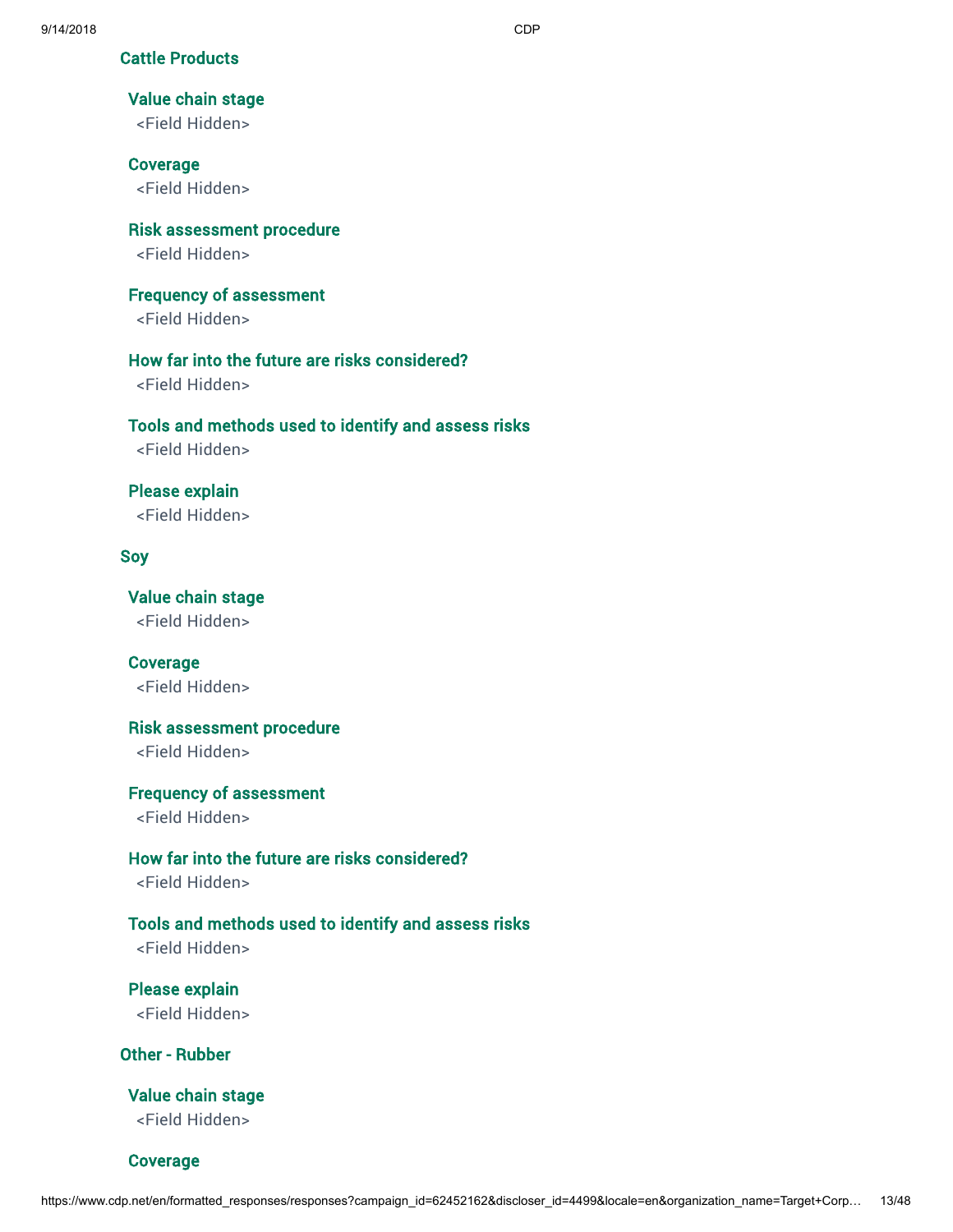### Cattle Products

**Value chain stage**
<Field Hidden>

**Coverage**
<Field Hidden>

**Risk assessment procedure**
<Field Hidden>

**Frequency of assessment**
<Field Hidden>

**How far into the future are risks considered?**
<Field Hidden>

**Tools and methods used to identify and assess risks**
<Field Hidden>

**Please explain**
<Field Hidden>

### Soy

**Value chain stage**
<Field Hidden>

**Coverage**
<Field Hidden>

**Risk assessment procedure**
<Field Hidden>

**Frequency of assessment**
<Field Hidden>

**How far into the future are risks considered?**
<Field Hidden>

**Tools and methods used to identify and assess risks**
<Field Hidden>

**Please explain**
<Field Hidden>

### Other - Rubber

**Value chain stage**
<Field Hidden>

**Coverage**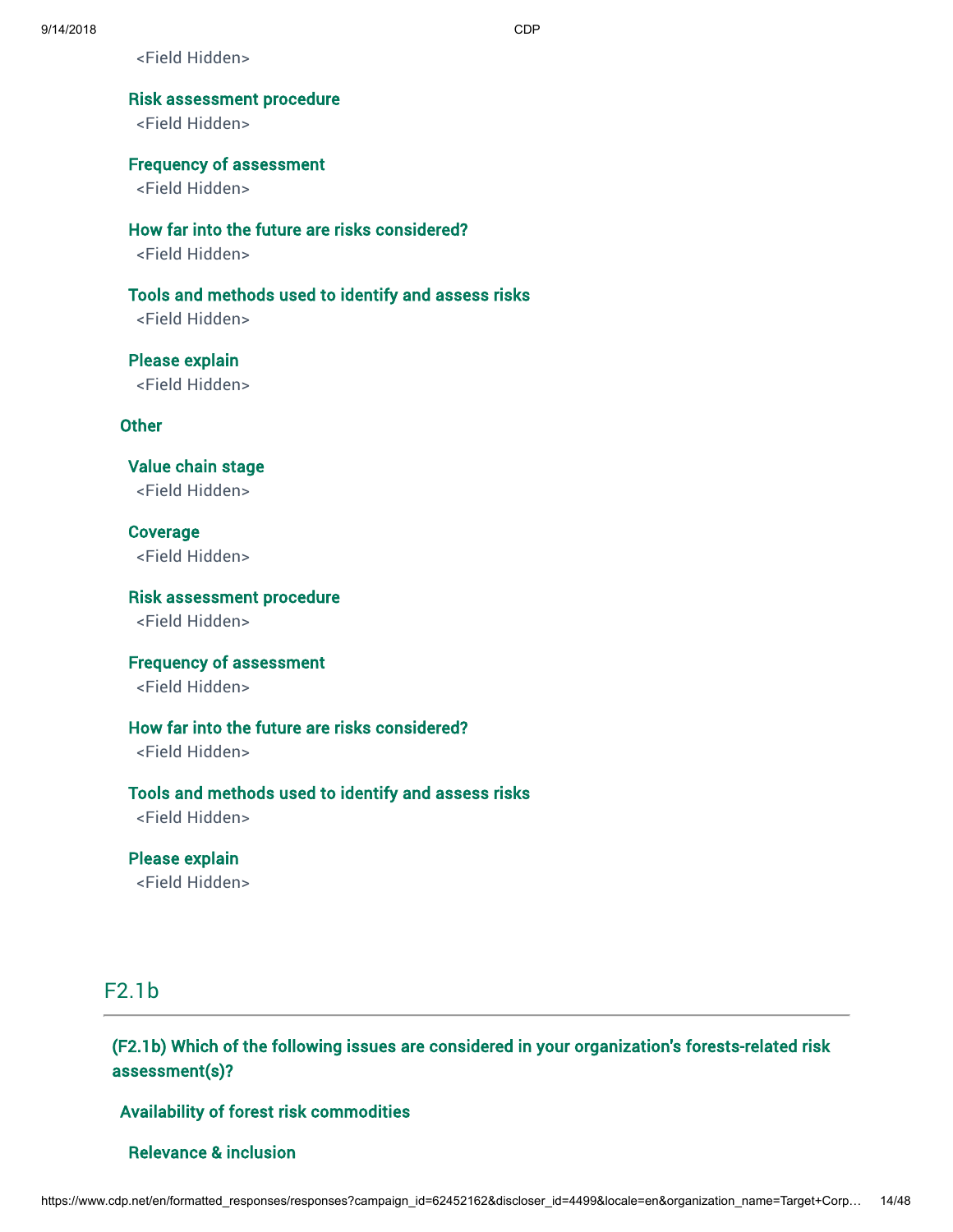<Field Hidden>

**Risk assessment procedure**

<Field Hidden>

**Frequency of assessment**

<Field Hidden>

**How far into the future are risks considered?**

<Field Hidden>

**Tools and methods used to identify and assess risks**

<Field Hidden>

**Please explain**

<Field Hidden>

**Other**

**Value chain stage**

<Field Hidden>

**Coverage**

<Field Hidden>

**Risk assessment procedure**

<Field Hidden>

**Frequency of assessment**

<Field Hidden>

**How far into the future are risks considered?**

<Field Hidden>

**Tools and methods used to identify and assess risks**

<Field Hidden>

**Please explain**

<Field Hidden>

## F2.1b

**(F2.1b) Which of the following issues are considered in your organization's forests-related risk assessment(s)?**

**Availability of forest risk commodities**

**Relevance & inclusion**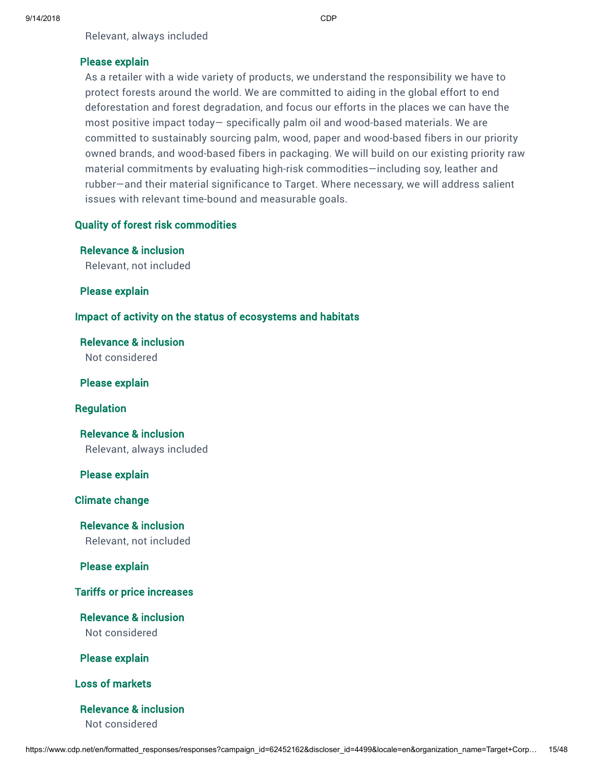Relevant, always included

**Please explain**

As a retailer with a wide variety of products, we understand the responsibility we have to protect forests around the world. We are committed to aiding in the global effort to end deforestation and forest degradation, and focus our efforts in the places we can have the most positive impact today— specifically palm oil and wood-based materials. We are committed to sustainably sourcing palm, wood, paper and wood-based fibers in our priority owned brands, and wood-based fibers in packaging. We will build on our existing priority raw material commitments by evaluating high-risk commodities—including soy, leather and rubber—and their material significance to Target. Where necessary, we will address salient issues with relevant time-bound and measurable goals.

### Quality of forest risk commodities

**Relevance & inclusion**

Relevant, not included

**Please explain**

### Impact of activity on the status of ecosystems and habitats

**Relevance & inclusion**

Not considered

**Please explain**

### Regulation

**Relevance & inclusion**

Relevant, always included

**Please explain**

### Climate change

**Relevance & inclusion**

Relevant, not included

**Please explain**

### Tariffs or price increases

**Relevance & inclusion**

Not considered

**Please explain**

### Loss of markets

**Relevance & inclusion**

Not considered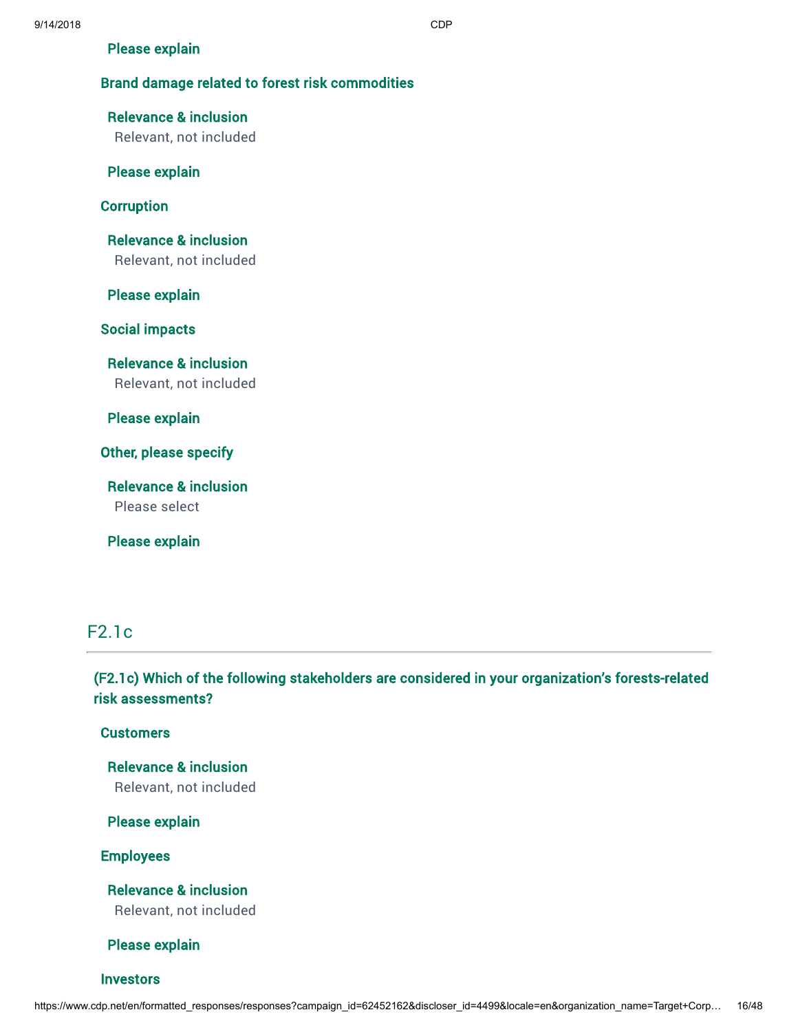**Please explain**

**Brand damage related to forest risk commodities**

**Relevance & inclusion**
Relevant, not included

**Please explain**

**Corruption**

**Relevance & inclusion**
Relevant, not included

**Please explain**

**Social impacts**

**Relevance & inclusion**
Relevant, not included

**Please explain**

**Other, please specify**

**Relevance & inclusion**
Please select

**Please explain**

## F2.1c

**(F2.1c) Which of the following stakeholders are considered in your organization's forests-related risk assessments?**

**Customers**

**Relevance & inclusion**
Relevant, not included

**Please explain**

**Employees**

**Relevance & inclusion**
Relevant, not included

**Please explain**

**Investors**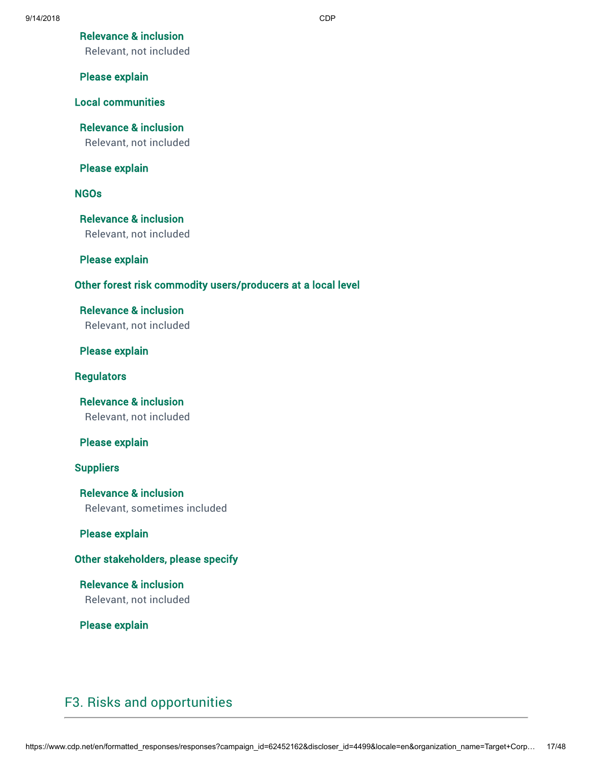**Relevance & inclusion**

Relevant, not included

**Please explain**

**Local communities**

**Relevance & inclusion**

Relevant, not included

**Please explain**

**NGOs**

**Relevance & inclusion**

Relevant, not included

**Please explain**

**Other forest risk commodity users/producers at a local level**

**Relevance & inclusion**

Relevant, not included

**Please explain**

**Regulators**

**Relevance & inclusion**

Relevant, not included

**Please explain**

**Suppliers**

**Relevance & inclusion**

Relevant, sometimes included

**Please explain**

**Other stakeholders, please specify**

**Relevance & inclusion**

Relevant, not included

**Please explain**

## F3. Risks and opportunities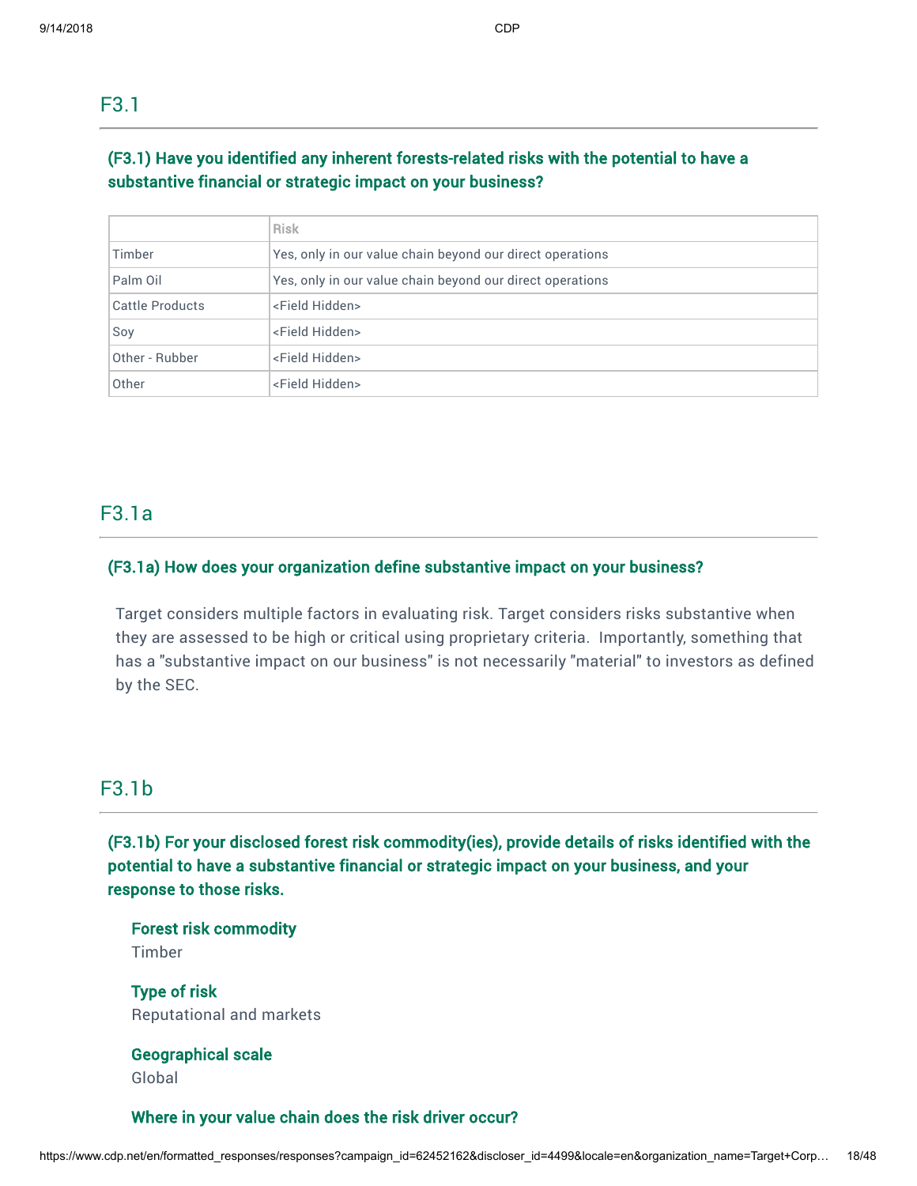## F3.1

### (F3.1) Have you identified any inherent forests-related risks with the potential to have a substantive financial or strategic impact on your business?

| | Risk |
|---|---|
| Timber | Yes, only in our value chain beyond our direct operations |
| Palm Oil | Yes, only in our value chain beyond our direct operations |
| Cattle Products | <Field Hidden> |
| Soy | <Field Hidden> |
| Other - Rubber | <Field Hidden> |
| Other | <Field Hidden> |

## F3.1a

### (F3.1a) How does your organization define substantive impact on your business?

Target considers multiple factors in evaluating risk. Target considers risks substantive when they are assessed to be high or critical using proprietary criteria. Importantly, something that has a "substantive impact on our business" is not necessarily "material" to investors as defined by the SEC.

## F3.1b

### (F3.1b) For your disclosed forest risk commodity(ies), provide details of risks identified with the potential to have a substantive financial or strategic impact on your business, and your response to those risks.

**Forest risk commodity**
Timber

**Type of risk**
Reputational and markets

**Geographical scale**
Global

**Where in your value chain does the risk driver occur?**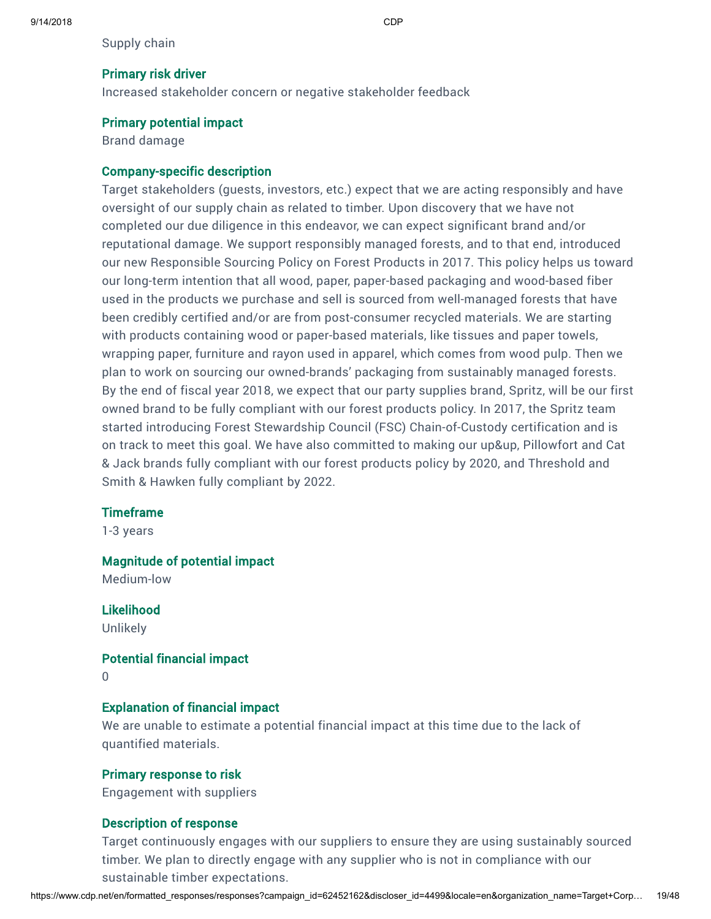Supply chain

#### Primary risk driver

Increased stakeholder concern or negative stakeholder feedback

#### Primary potential impact

Brand damage

#### Company-specific description

Target stakeholders (guests, investors, etc.) expect that we are acting responsibly and have oversight of our supply chain as related to timber. Upon discovery that we have not completed our due diligence in this endeavor, we can expect significant brand and/or reputational damage. We support responsibly managed forests, and to that end, introduced our new Responsible Sourcing Policy on Forest Products in 2017. This policy helps us toward our long-term intention that all wood, paper, paper-based packaging and wood-based fiber used in the products we purchase and sell is sourced from well-managed forests that have been credibly certified and/or are from post-consumer recycled materials. We are starting with products containing wood or paper-based materials, like tissues and paper towels, wrapping paper, furniture and rayon used in apparel, which comes from wood pulp. Then we plan to work on sourcing our owned-brands' packaging from sustainably managed forests. By the end of fiscal year 2018, we expect that our party supplies brand, Spritz, will be our first owned brand to be fully compliant with our forest products policy. In 2017, the Spritz team started introducing Forest Stewardship Council (FSC) Chain-of-Custody certification and is on track to meet this goal. We have also committed to making our up&up, Pillowfort and Cat & Jack brands fully compliant with our forest products policy by 2020, and Threshold and Smith & Hawken fully compliant by 2022.

#### Timeframe

1-3 years

#### Magnitude of potential impact

Medium-low

#### Likelihood

Unlikely

#### Potential financial impact

0

#### Explanation of financial impact

We are unable to estimate a potential financial impact at this time due to the lack of quantified materials.

#### Primary response to risk

Engagement with suppliers

#### Description of response

Target continuously engages with our suppliers to ensure they are using sustainably sourced timber. We plan to directly engage with any supplier who is not in compliance with our sustainable timber expectations.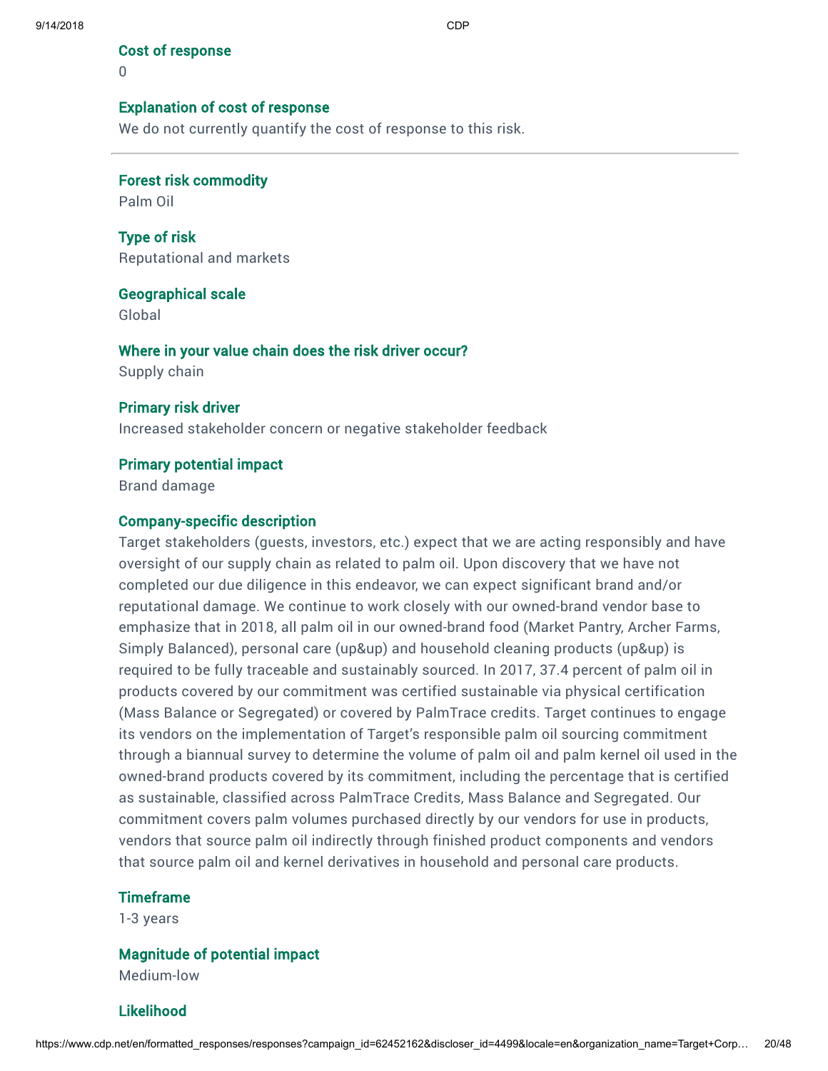### Cost of response

0

### Explanation of cost of response

We do not currently quantify the cost of response to this risk.

---

### Forest risk commodity

Palm Oil

### Type of risk

Reputational and markets

### Geographical scale

Global

### Where in your value chain does the risk driver occur?

Supply chain

### Primary risk driver

Increased stakeholder concern or negative stakeholder feedback

### Primary potential impact

Brand damage

### Company-specific description

Target stakeholders (guests, investors, etc.) expect that we are acting responsibly and have oversight of our supply chain as related to palm oil. Upon discovery that we have not completed our due diligence in this endeavor, we can expect significant brand and/or reputational damage. We continue to work closely with our owned-brand vendor base to emphasize that in 2018, all palm oil in our owned-brand food (Market Pantry, Archer Farms, Simply Balanced), personal care (up&up) and household cleaning products (up&up) is required to be fully traceable and sustainably sourced. In 2017, 37.4 percent of palm oil in products covered by our commitment was certified sustainable via physical certification (Mass Balance or Segregated) or covered by PalmTrace credits. Target continues to engage its vendors on the implementation of Target's responsible palm oil sourcing commitment through a biannual survey to determine the volume of palm oil and palm kernel oil used in the owned-brand products covered by its commitment, including the percentage that is certified as sustainable, classified across PalmTrace Credits, Mass Balance and Segregated. Our commitment covers palm volumes purchased directly by our vendors for use in products, vendors that source palm oil indirectly through finished product components and vendors that source palm oil and kernel derivatives in household and personal care products.

### Timeframe

1-3 years

### Magnitude of potential impact

Medium-low

### Likelihood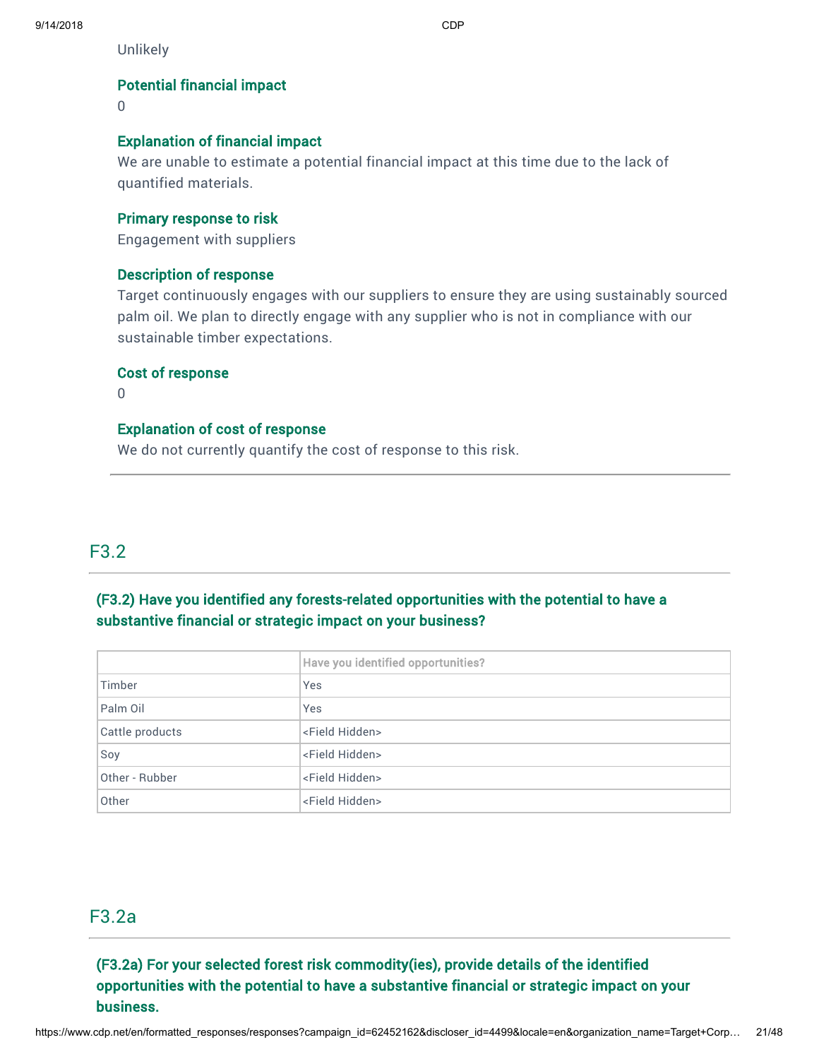Unlikely

#### Potential financial impact

0

#### Explanation of financial impact

We are unable to estimate a potential financial impact at this time due to the lack of quantified materials.

#### Primary response to risk

Engagement with suppliers

#### Description of response

Target continuously engages with our suppliers to ensure they are using sustainably sourced palm oil. We plan to directly engage with any supplier who is not in compliance with our sustainable timber expectations.

#### Cost of response

0

#### Explanation of cost of response

We do not currently quantify the cost of response to this risk.

---

## F3.2

### (F3.2) Have you identified any forests-related opportunities with the potential to have a substantive financial or strategic impact on your business?

| | Have you identified opportunities? |
|---|---|
| Timber | Yes |
| Palm Oil | Yes |
| Cattle products | <Field Hidden> |
| Soy | <Field Hidden> |
| Other - Rubber | <Field Hidden> |
| Other | <Field Hidden> |

## F3.2a

### (F3.2a) For your selected forest risk commodity(ies), provide details of the identified opportunities with the potential to have a substantive financial or strategic impact on your business.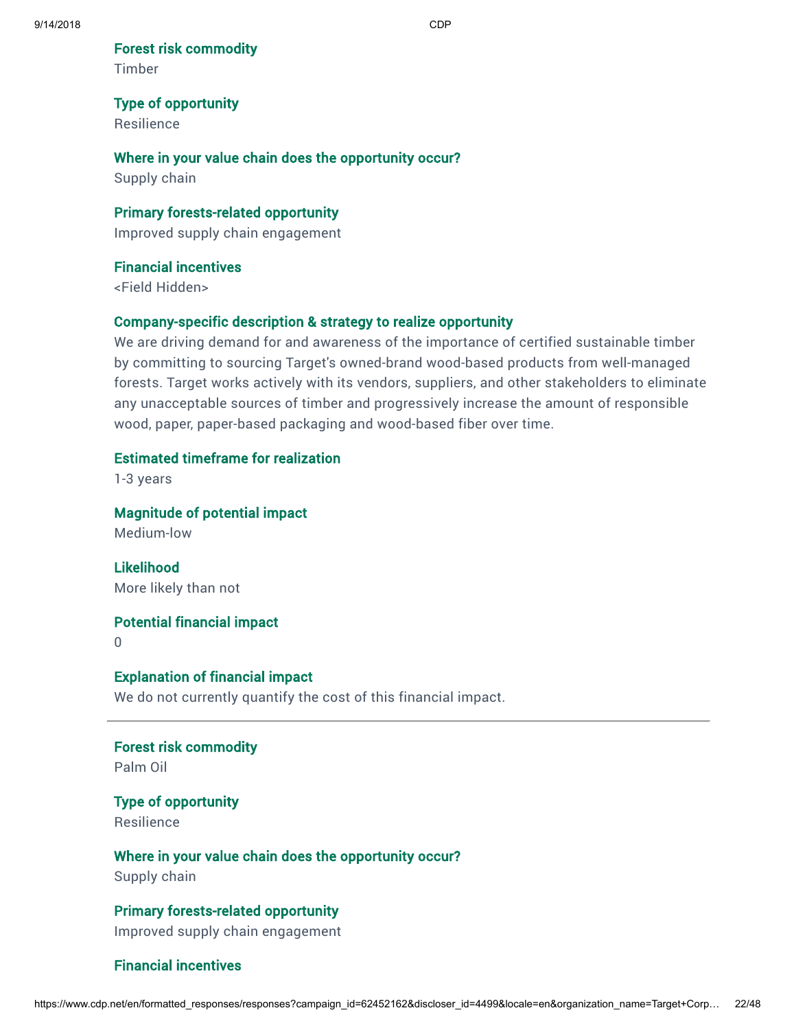**Forest risk commodity**
Timber

**Type of opportunity**
Resilience

**Where in your value chain does the opportunity occur?**
Supply chain

**Primary forests-related opportunity**
Improved supply chain engagement

**Financial incentives**
<Field Hidden>

**Company-specific description & strategy to realize opportunity**
We are driving demand for and awareness of the importance of certified sustainable timber by committing to sourcing Target's owned-brand wood-based products from well-managed forests. Target works actively with its vendors, suppliers, and other stakeholders to eliminate any unacceptable sources of timber and progressively increase the amount of responsible wood, paper, paper-based packaging and wood-based fiber over time.

**Estimated timeframe for realization**
1-3 years

**Magnitude of potential impact**
Medium-low

**Likelihood**
More likely than not

**Potential financial impact**
0

**Explanation of financial impact**
We do not currently quantify the cost of this financial impact.

---

**Forest risk commodity**
Palm Oil

**Type of opportunity**
Resilience

**Where in your value chain does the opportunity occur?**
Supply chain

**Primary forests-related opportunity**
Improved supply chain engagement

**Financial incentives**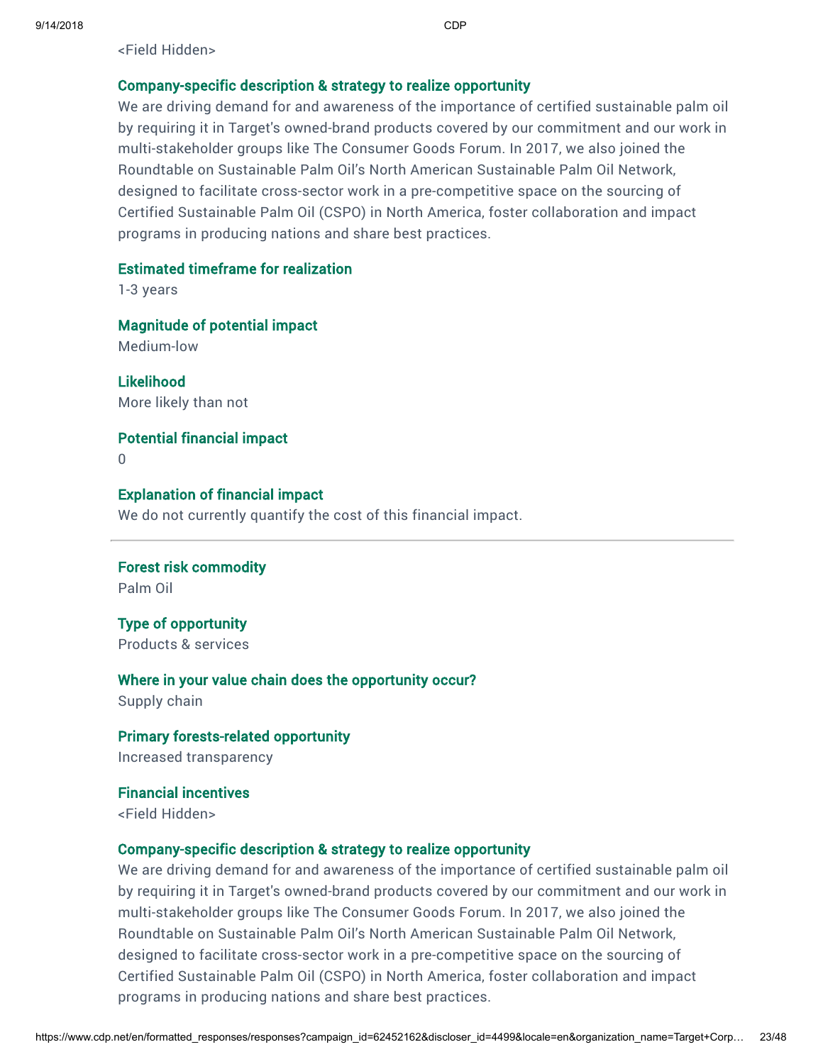<Field Hidden>

**Company-specific description & strategy to realize opportunity**

We are driving demand for and awareness of the importance of certified sustainable palm oil by requiring it in Target's owned-brand products covered by our commitment and our work in multi-stakeholder groups like The Consumer Goods Forum. In 2017, we also joined the Roundtable on Sustainable Palm Oil's North American Sustainable Palm Oil Network, designed to facilitate cross-sector work in a pre-competitive space on the sourcing of Certified Sustainable Palm Oil (CSPO) in North America, foster collaboration and impact programs in producing nations and share best practices.

**Estimated timeframe for realization**

1-3 years

**Magnitude of potential impact**

Medium-low

**Likelihood**

More likely than not

**Potential financial impact**

0

**Explanation of financial impact**

We do not currently quantify the cost of this financial impact.

---

**Forest risk commodity**

Palm Oil

**Type of opportunity**

Products & services

**Where in your value chain does the opportunity occur?**

Supply chain

**Primary forests-related opportunity**

Increased transparency

**Financial incentives**

<Field Hidden>

**Company-specific description & strategy to realize opportunity**

We are driving demand for and awareness of the importance of certified sustainable palm oil by requiring it in Target's owned-brand products covered by our commitment and our work in multi-stakeholder groups like The Consumer Goods Forum. In 2017, we also joined the Roundtable on Sustainable Palm Oil's North American Sustainable Palm Oil Network, designed to facilitate cross-sector work in a pre-competitive space on the sourcing of Certified Sustainable Palm Oil (CSPO) in North America, foster collaboration and impact programs in producing nations and share best practices.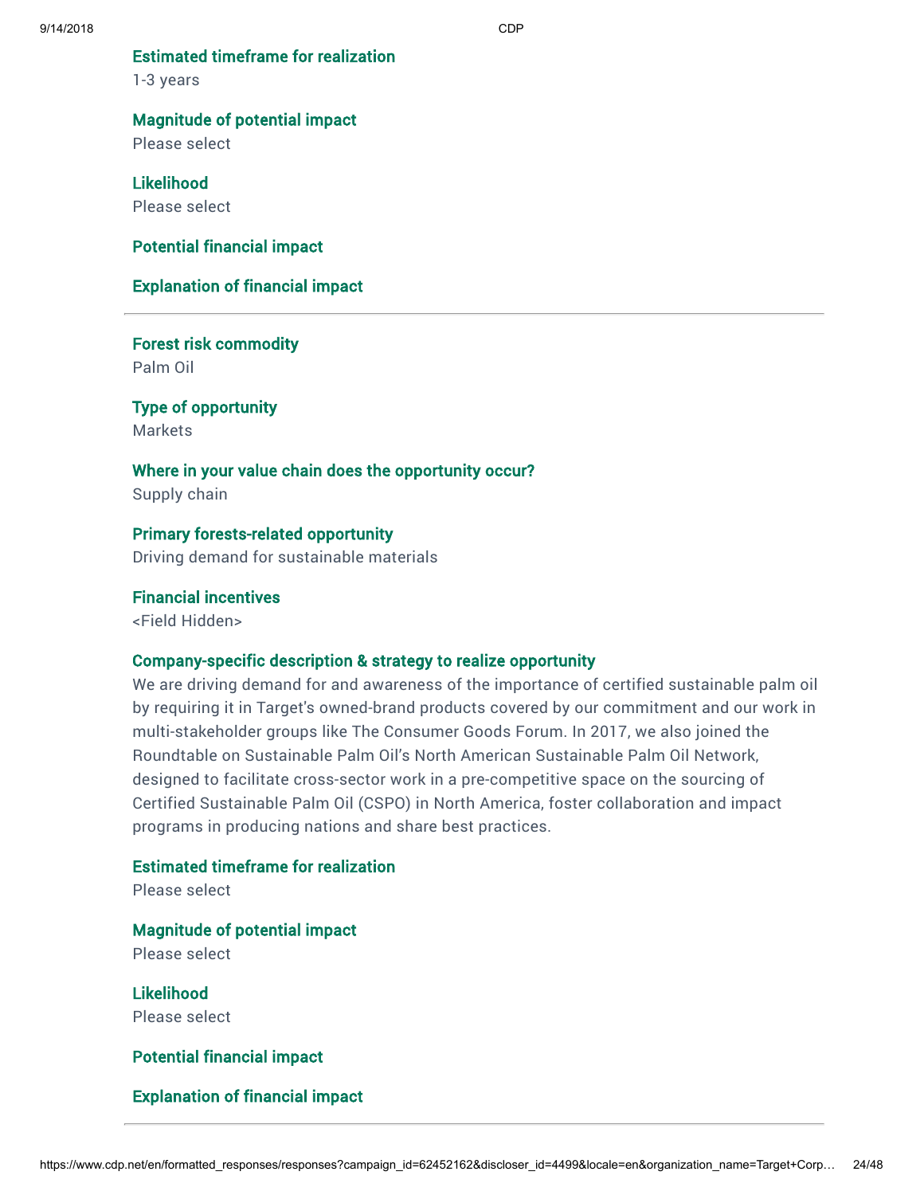**Estimated timeframe for realization**
1-3 years

**Magnitude of potential impact**
Please select

**Likelihood**
Please select

**Potential financial impact**

**Explanation of financial impact**

---

**Forest risk commodity**
Palm Oil

**Type of opportunity**
Markets

**Where in your value chain does the opportunity occur?**
Supply chain

**Primary forests-related opportunity**
Driving demand for sustainable materials

**Financial incentives**
<Field Hidden>

**Company-specific description & strategy to realize opportunity**
We are driving demand for and awareness of the importance of certified sustainable palm oil by requiring it in Target's owned-brand products covered by our commitment and our work in multi-stakeholder groups like The Consumer Goods Forum. In 2017, we also joined the Roundtable on Sustainable Palm Oil's North American Sustainable Palm Oil Network, designed to facilitate cross-sector work in a pre-competitive space on the sourcing of Certified Sustainable Palm Oil (CSPO) in North America, foster collaboration and impact programs in producing nations and share best practices.

**Estimated timeframe for realization**
Please select

**Magnitude of potential impact**
Please select

**Likelihood**
Please select

**Potential financial impact**

**Explanation of financial impact**

---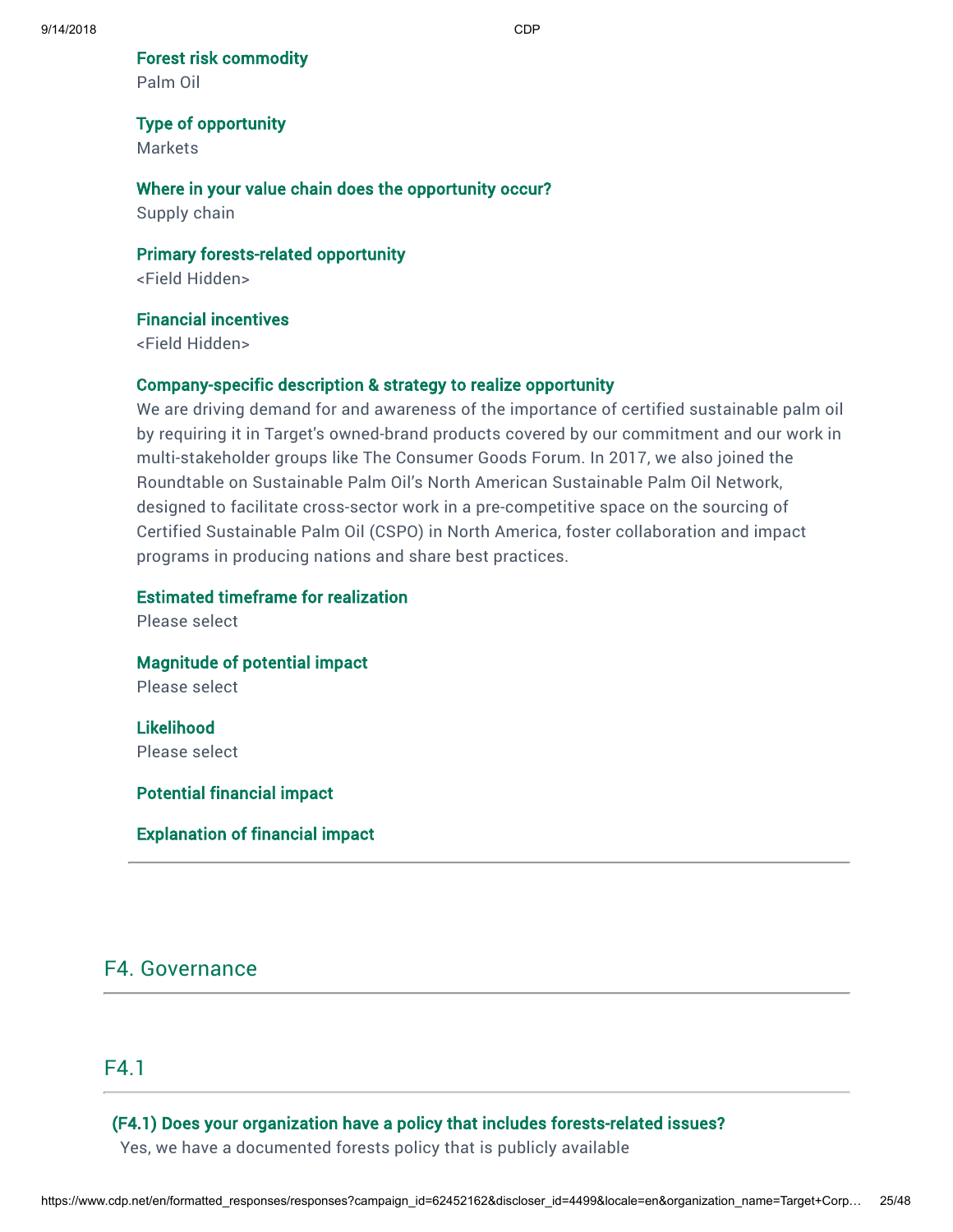**Forest risk commodity**
Palm Oil

**Type of opportunity**
Markets

**Where in your value chain does the opportunity occur?**
Supply chain

**Primary forests-related opportunity**
<Field Hidden>

**Financial incentives**
<Field Hidden>

**Company-specific description & strategy to realize opportunity**
We are driving demand for and awareness of the importance of certified sustainable palm oil by requiring it in Target's owned-brand products covered by our commitment and our work in multi-stakeholder groups like The Consumer Goods Forum. In 2017, we also joined the Roundtable on Sustainable Palm Oil's North American Sustainable Palm Oil Network, designed to facilitate cross-sector work in a pre-competitive space on the sourcing of Certified Sustainable Palm Oil (CSPO) in North America, foster collaboration and impact programs in producing nations and share best practices.

**Estimated timeframe for realization**
Please select

**Magnitude of potential impact**
Please select

**Likelihood**
Please select

**Potential financial impact**

**Explanation of financial impact**

---

## F4. Governance

### F4.1

**(F4.1) Does your organization have a policy that includes forests-related issues?**
Yes, we have a documented forests policy that is publicly available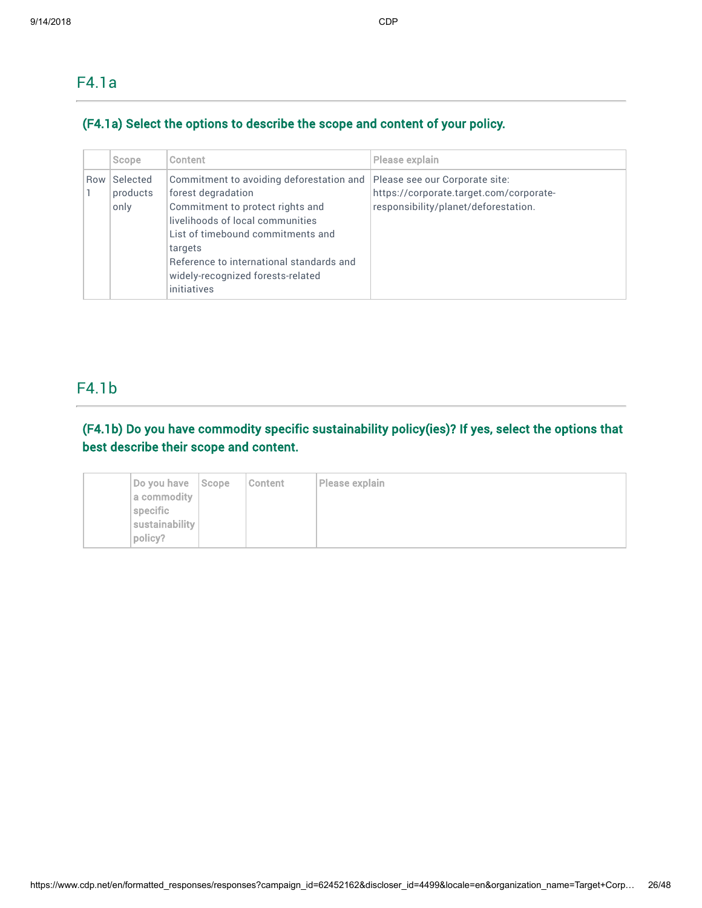## F4.1a

### (F4.1a) Select the options to describe the scope and content of your policy.

| | Scope | Content | Please explain |
|---|---|---|---|
| Row 1 | Selected products only | Commitment to avoiding deforestation and forest degradation<br>Commitment to protect rights and livelihoods of local communities<br>List of timebound commitments and targets<br>Reference to international standards and widely-recognized forests-related initiatives | Please see our Corporate site: https://corporate.target.com/corporate-responsibility/planet/deforestation. |

## F4.1b

### (F4.1b) Do you have commodity specific sustainability policy(ies)? If yes, select the options that best describe their scope and content.

| | Do you have a commodity specific sustainability policy? | Scope | Content | Please explain |
|---|---|---|---|---|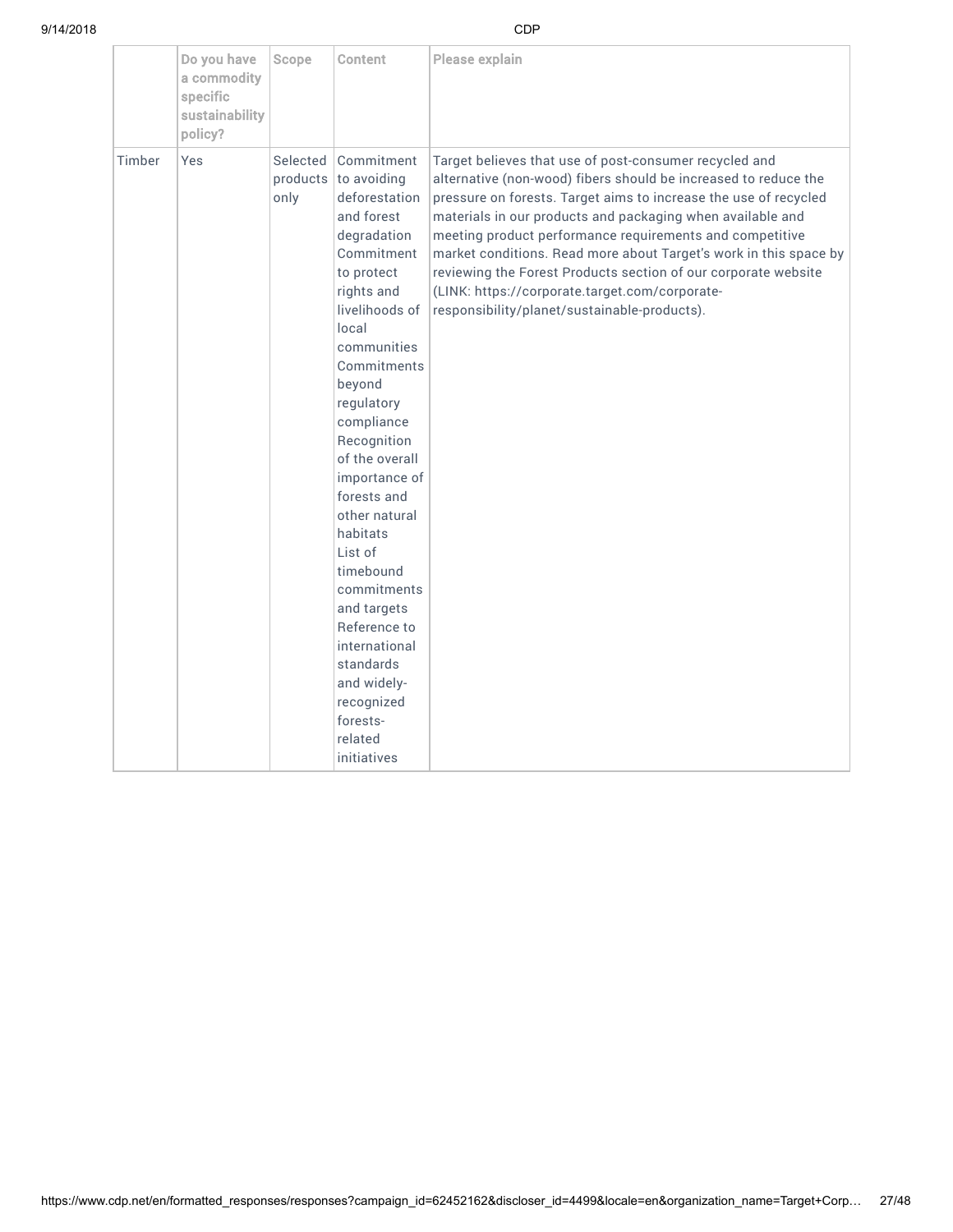| | Do you have a commodity specific sustainability policy? | Scope | Content | Please explain |
|---|---|---|---|---|
| Timber | Yes | Selected products only | Commitment to avoiding deforestation and forest degradation<br>Commitment to protect rights and livelihoods of local communities<br>Commitments beyond regulatory compliance<br>Recognition of the overall importance of forests and other natural habitats<br>List of timebound commitments and targets<br>Reference to international standards and widely-recognized forests-related initiatives | Target believes that use of post-consumer recycled and alternative (non-wood) fibers should be increased to reduce the pressure on forests. Target aims to increase the use of recycled materials in our products and packaging when available and meeting product performance requirements and competitive market conditions. Read more about Target's work in this space by reviewing the Forest Products section of our corporate website (LINK: https://corporate.target.com/corporate-responsibility/planet/sustainable-products). |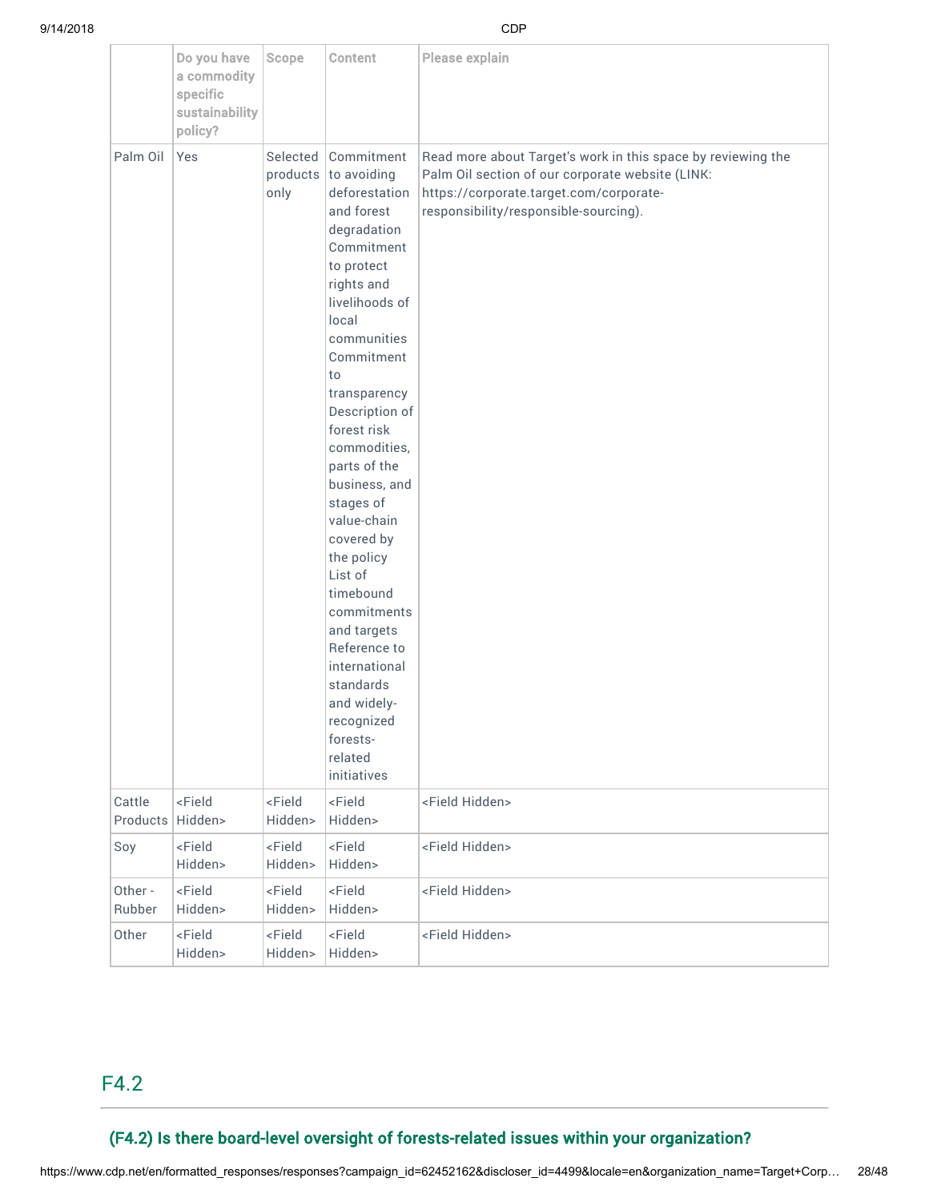|  | Do you have a commodity specific sustainability policy? | Scope | Content | Please explain |
|---|---|---|---|---|
| Palm Oil | Yes | Selected products only | Commitment to avoiding deforestation and forest degradation<br>Commitment to protect rights and livelihoods of local communities<br>Commitment to transparency<br>Description of forest risk commodities, parts of the business, and stages of value-chain covered by the policy<br>List of timebound commitments and targets<br>Reference to international standards and widely-recognized forests-related initiatives | Read more about Target's work in this space by reviewing the Palm Oil section of our corporate website (LINK: https://corporate.target.com/corporate-responsibility/responsible-sourcing). |
| Cattle Products | <Field Hidden> | <Field Hidden> | <Field Hidden> | <Field Hidden> |
| Soy | <Field Hidden> | <Field Hidden> | <Field Hidden> | <Field Hidden> |
| Other - Rubber | <Field Hidden> | <Field Hidden> | <Field Hidden> | <Field Hidden> |
| Other | <Field Hidden> | <Field Hidden> | <Field Hidden> | <Field Hidden> |

## F4.2

### (F4.2) Is there board-level oversight of forests-related issues within your organization?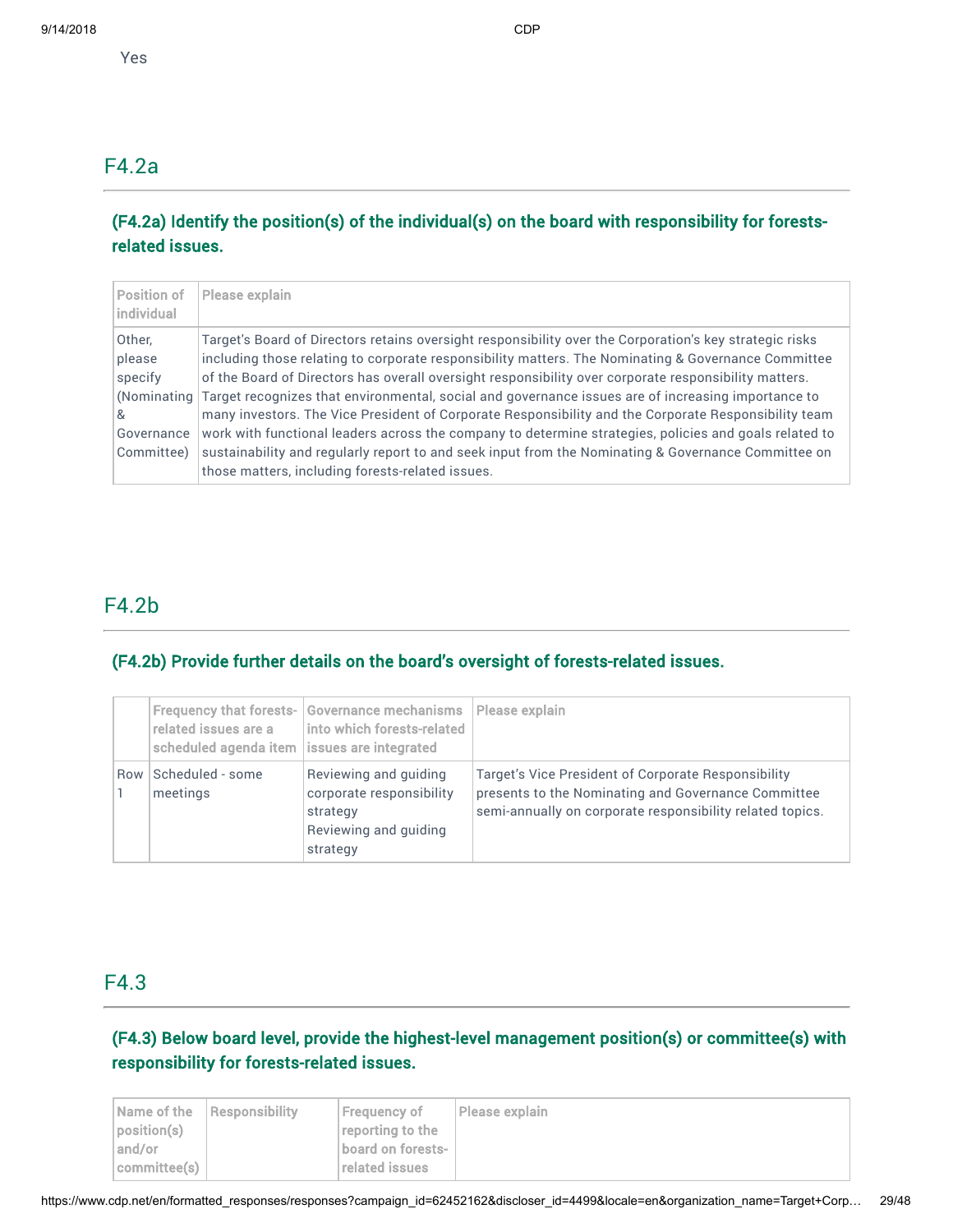Yes

## F4.2a

### (F4.2a) Identify the position(s) of the individual(s) on the board with responsibility for forests-related issues.

| Position of individual | Please explain |
|---|---|
| Other, please specify (Nominating & Governance Committee) | Target's Board of Directors retains oversight responsibility over the Corporation's key strategic risks including those relating to corporate responsibility matters. The Nominating & Governance Committee of the Board of Directors has overall oversight responsibility over corporate responsibility matters. Target recognizes that environmental, social and governance issues are of increasing importance to many investors. The Vice President of Corporate Responsibility and the Corporate Responsibility team work with functional leaders across the company to determine strategies, policies and goals related to sustainability and regularly report to and seek input from the Nominating & Governance Committee on those matters, including forests-related issues. |

## F4.2b

### (F4.2b) Provide further details on the board's oversight of forests-related issues.

| | Frequency that forests-related issues are a scheduled agenda item | Governance mechanisms into which forests-related issues are integrated | Please explain |
|---|---|---|---|
| Row 1 | Scheduled - some meetings | Reviewing and guiding corporate responsibility strategy<br>Reviewing and guiding strategy | Target's Vice President of Corporate Responsibility presents to the Nominating and Governance Committee semi-annually on corporate responsibility related topics. |

## F4.3

### (F4.3) Below board level, provide the highest-level management position(s) or committee(s) with responsibility for forests-related issues.

| Name of the position(s) and/or committee(s) | Responsibility | Frequency of reporting to the board on forests-related issues | Please explain |
|---|---|---|---|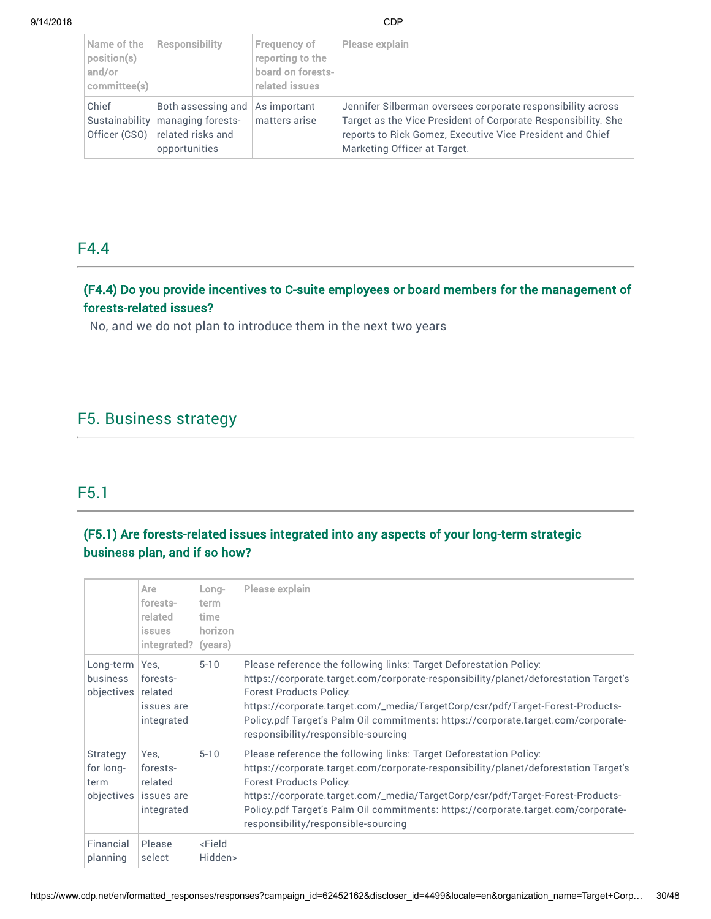| Name of the position(s) and/or committee(s) | Responsibility | Frequency of reporting to the board on forests-related issues | Please explain |
|---|---|---|---|
| Chief Sustainability Officer (CSO) | Both assessing and managing forests-related risks and opportunities | As important matters arise | Jennifer Silberman oversees corporate responsibility across Target as the Vice President of Corporate Responsibility. She reports to Rick Gomez, Executive Vice President and Chief Marketing Officer at Target. |

## F4.4

### (F4.4) Do you provide incentives to C-suite employees or board members for the management of forests-related issues?

No, and we do not plan to introduce them in the next two years

# F5. Business strategy

## F5.1

### (F5.1) Are forests-related issues integrated into any aspects of your long-term strategic business plan, and if so how?

| | Are forests-related issues integrated? | Long-term time horizon (years) | Please explain |
|---|---|---|---|
| Long-term business objectives | Yes, forests-related issues are integrated | 5-10 | Please reference the following links: Target Deforestation Policy: https://corporate.target.com/corporate-responsibility/planet/deforestation Target's Forest Products Policy: https://corporate.target.com/_media/TargetCorp/csr/pdf/Target-Forest-Products-Policy.pdf Target's Palm Oil commitments: https://corporate.target.com/corporate-responsibility/responsible-sourcing |
| Strategy for long-term objectives | Yes, forests-related issues are integrated | 5-10 | Please reference the following links: Target Deforestation Policy: https://corporate.target.com/corporate-responsibility/planet/deforestation Target's Forest Products Policy: https://corporate.target.com/_media/TargetCorp/csr/pdf/Target-Forest-Products-Policy.pdf Target's Palm Oil commitments: https://corporate.target.com/corporate-responsibility/responsible-sourcing |
| Financial planning | Please select | <Field Hidden> | |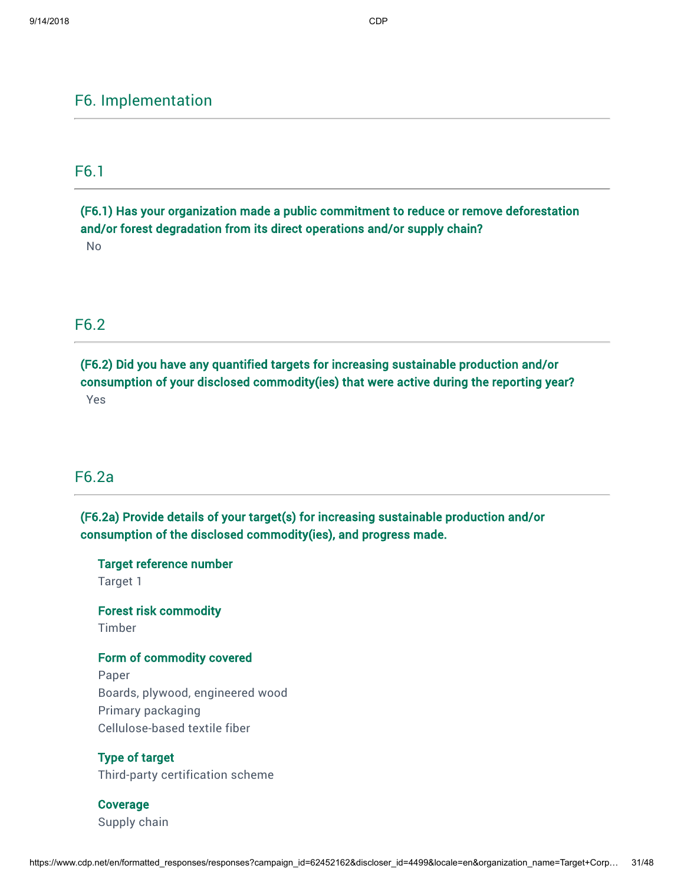## F6. Implementation

### F6.1

**(F6.1) Has your organization made a public commitment to reduce or remove deforestation and/or forest degradation from its direct operations and/or supply chain?**

No

### F6.2

**(F6.2) Did you have any quantified targets for increasing sustainable production and/or consumption of your disclosed commodity(ies) that were active during the reporting year?**

Yes

### F6.2a

**(F6.2a) Provide details of your target(s) for increasing sustainable production and/or consumption of the disclosed commodity(ies), and progress made.**

**Target reference number**
Target 1

**Forest risk commodity**
Timber

**Form of commodity covered**
Paper
Boards, plywood, engineered wood
Primary packaging
Cellulose-based textile fiber

**Type of target**
Third-party certification scheme

**Coverage**
Supply chain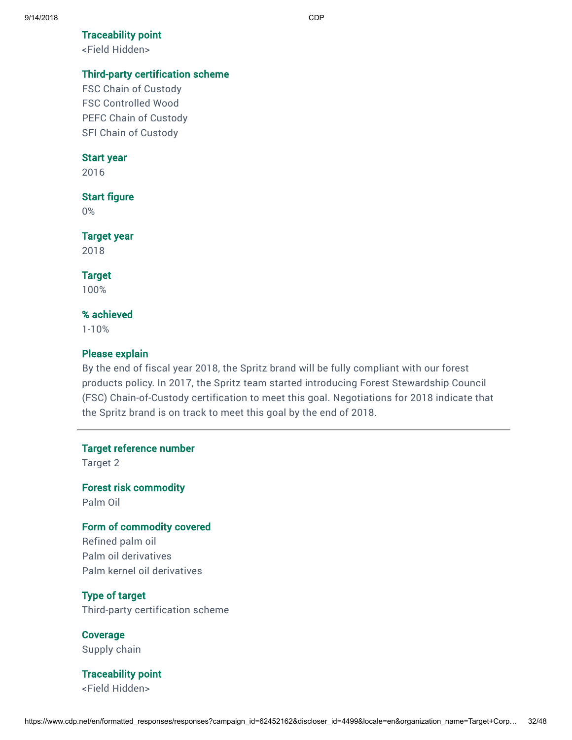**Traceability point**
<Field Hidden>

**Third-party certification scheme**
FSC Chain of Custody
FSC Controlled Wood
PEFC Chain of Custody
SFI Chain of Custody

**Start year**
2016

**Start figure**
0%

**Target year**
2018

**Target**
100%

**% achieved**
1-10%

**Please explain**
By the end of fiscal year 2018, the Spritz brand will be fully compliant with our forest products policy. In 2017, the Spritz team started introducing Forest Stewardship Council (FSC) Chain-of-Custody certification to meet this goal. Negotiations for 2018 indicate that the Spritz brand is on track to meet this goal by the end of 2018.

---

**Target reference number**
Target 2

**Forest risk commodity**
Palm Oil

**Form of commodity covered**
Refined palm oil
Palm oil derivatives
Palm kernel oil derivatives

**Type of target**
Third-party certification scheme

**Coverage**
Supply chain

**Traceability point**
<Field Hidden>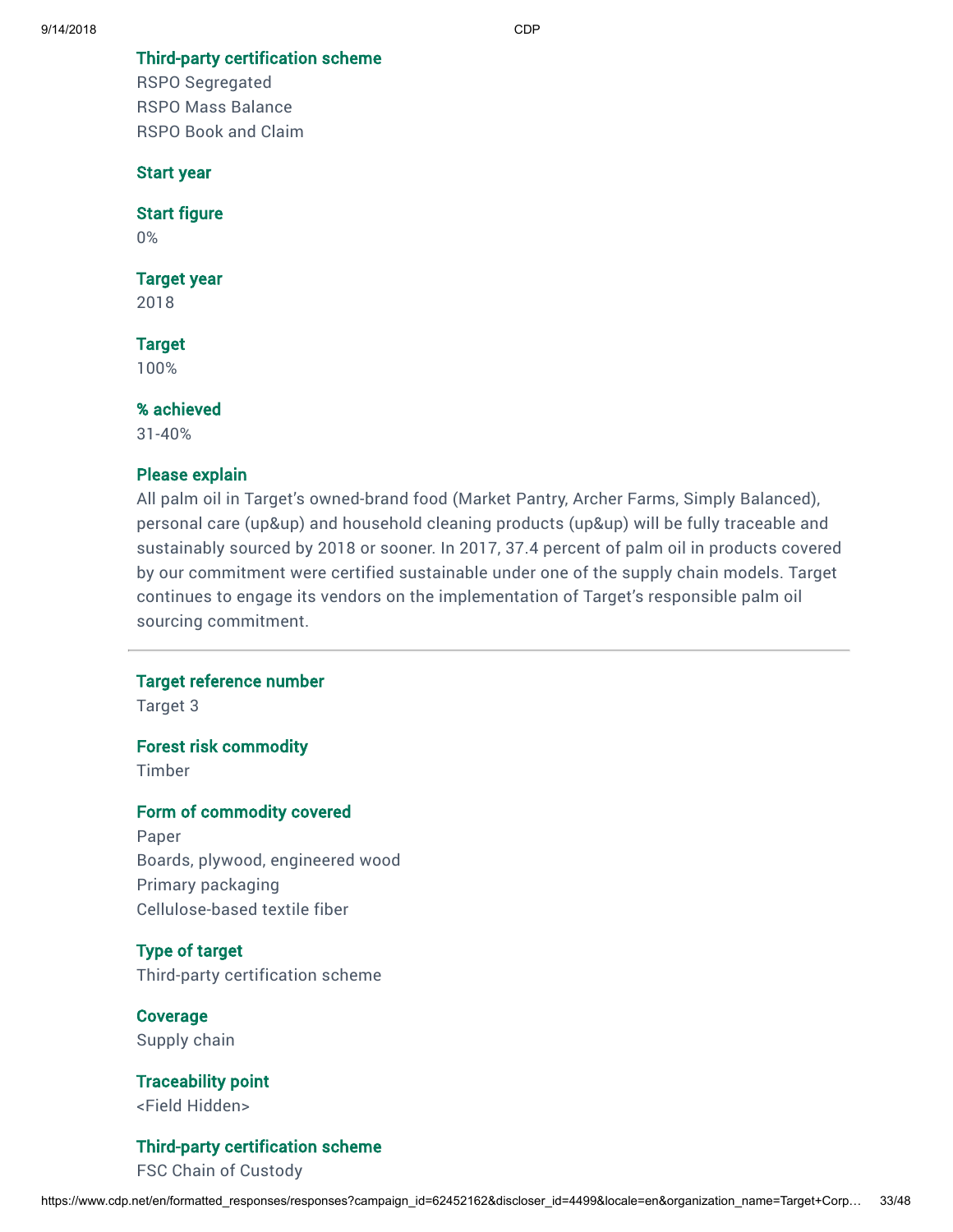**Third-party certification scheme**
RSPO Segregated
RSPO Mass Balance
RSPO Book and Claim

**Start year**

**Start figure**
0%

**Target year**
2018

**Target**
100%

**% achieved**
31-40%

**Please explain**
All palm oil in Target's owned-brand food (Market Pantry, Archer Farms, Simply Balanced), personal care (up&up) and household cleaning products (up&up) will be fully traceable and sustainably sourced by 2018 or sooner. In 2017, 37.4 percent of palm oil in products covered by our commitment were certified sustainable under one of the supply chain models. Target continues to engage its vendors on the implementation of Target's responsible palm oil sourcing commitment.

---

**Target reference number**
Target 3

**Forest risk commodity**
Timber

**Form of commodity covered**
Paper
Boards, plywood, engineered wood
Primary packaging
Cellulose-based textile fiber

**Type of target**
Third-party certification scheme

**Coverage**
Supply chain

**Traceability point**
<Field Hidden>

**Third-party certification scheme**
FSC Chain of Custody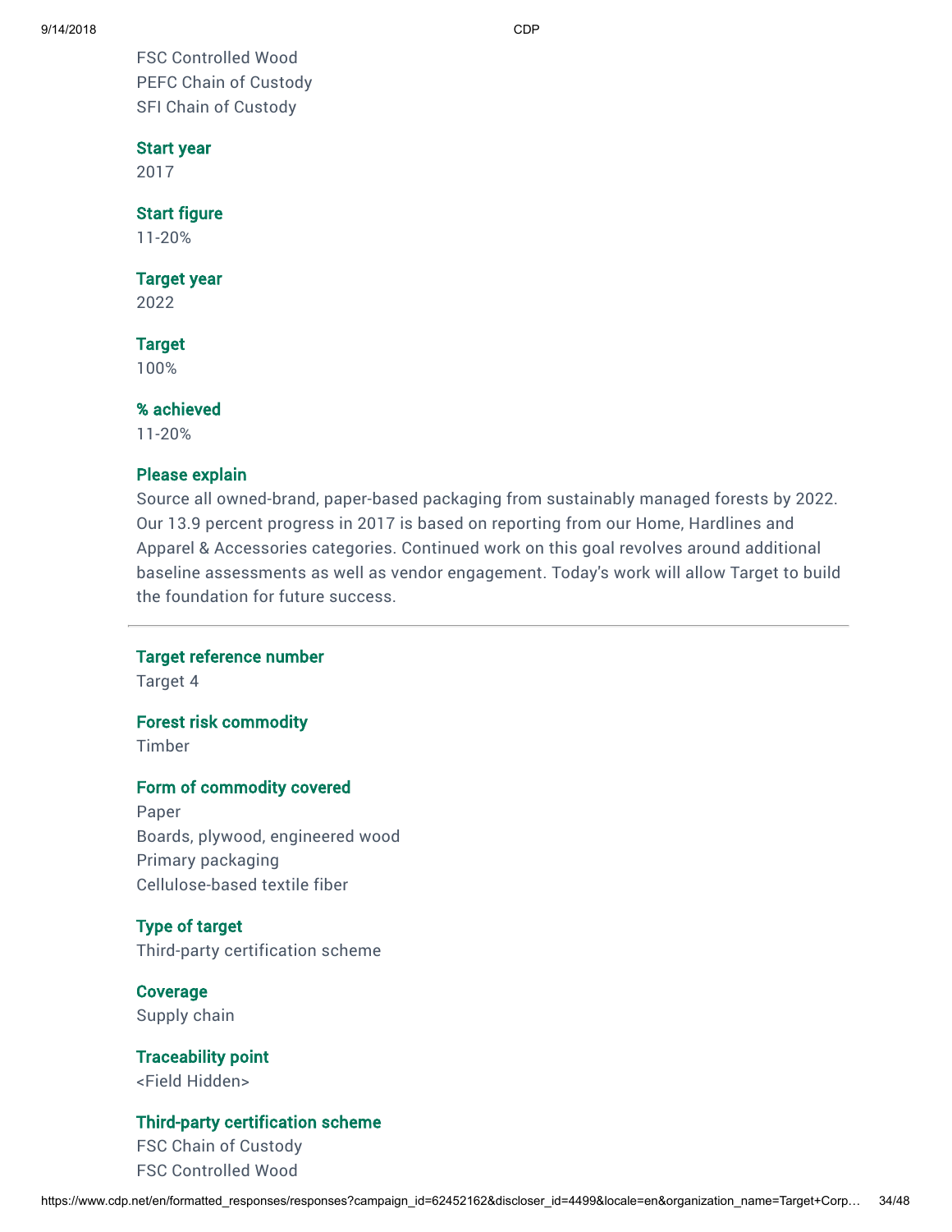FSC Controlled Wood
PEFC Chain of Custody
SFI Chain of Custody

**Start year**
2017

**Start figure**
11-20%

**Target year**
2022

**Target**
100%

**% achieved**
11-20%

**Please explain**
Source all owned-brand, paper-based packaging from sustainably managed forests by 2022. Our 13.9 percent progress in 2017 is based on reporting from our Home, Hardlines and Apparel & Accessories categories. Continued work on this goal revolves around additional baseline assessments as well as vendor engagement. Today's work will allow Target to build the foundation for future success.

---

**Target reference number**
Target 4

**Forest risk commodity**
Timber

**Form of commodity covered**
Paper
Boards, plywood, engineered wood
Primary packaging
Cellulose-based textile fiber

**Type of target**
Third-party certification scheme

**Coverage**
Supply chain

**Traceability point**
<Field Hidden>

**Third-party certification scheme**
FSC Chain of Custody
FSC Controlled Wood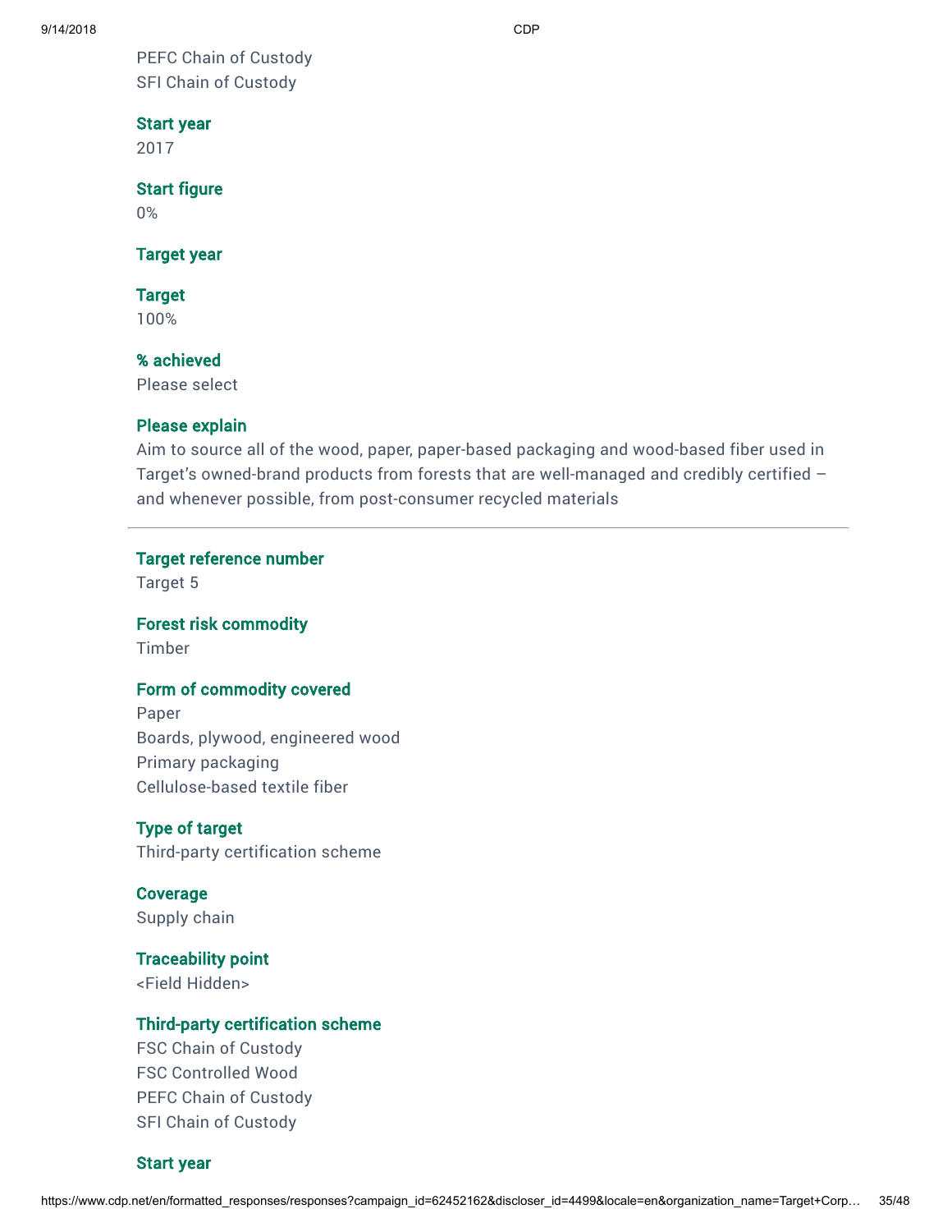PEFC Chain of Custody
SFI Chain of Custody

**Start year**
2017

**Start figure**
0%

**Target year**

**Target**
100%

**% achieved**
Please select

**Please explain**
Aim to source all of the wood, paper, paper-based packaging and wood-based fiber used in Target's owned-brand products from forests that are well-managed and credibly certified – and whenever possible, from post-consumer recycled materials

---

**Target reference number**
Target 5

**Forest risk commodity**
Timber

**Form of commodity covered**
Paper
Boards, plywood, engineered wood
Primary packaging
Cellulose-based textile fiber

**Type of target**
Third-party certification scheme

**Coverage**
Supply chain

**Traceability point**
<Field Hidden>

**Third-party certification scheme**
FSC Chain of Custody
FSC Controlled Wood
PEFC Chain of Custody
SFI Chain of Custody

**Start year**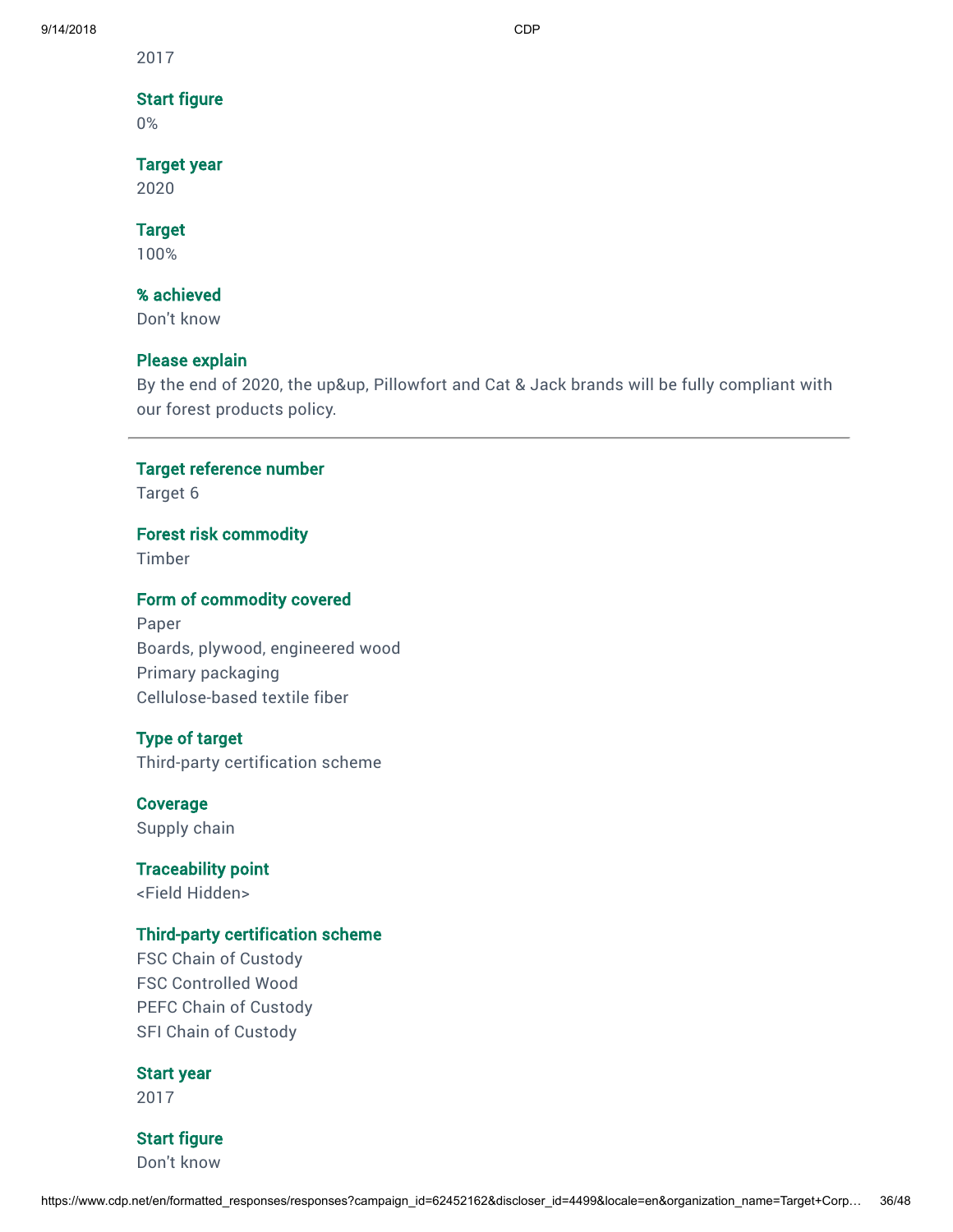2017

**Start figure**
0%

**Target year**
2020

**Target**
100%

**% achieved**
Don't know

**Please explain**
By the end of 2020, the up&up, Pillowfort and Cat & Jack brands will be fully compliant with our forest products policy.

---

**Target reference number**
Target 6

**Forest risk commodity**
Timber

**Form of commodity covered**
Paper
Boards, plywood, engineered wood
Primary packaging
Cellulose-based textile fiber

**Type of target**
Third-party certification scheme

**Coverage**
Supply chain

**Traceability point**
<Field Hidden>

**Third-party certification scheme**
FSC Chain of Custody
FSC Controlled Wood
PEFC Chain of Custody
SFI Chain of Custody

**Start year**
2017

**Start figure**
Don't know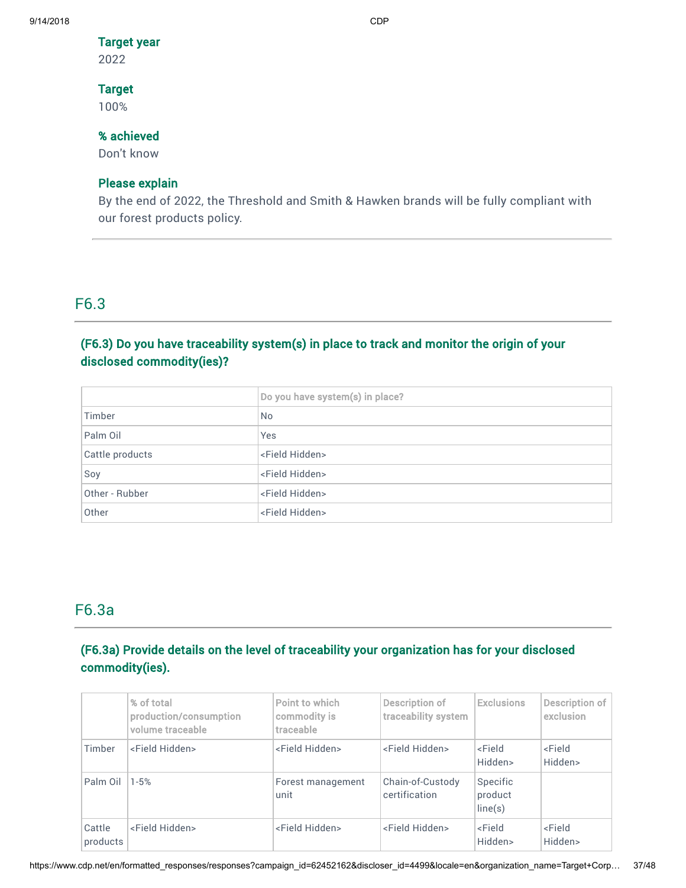**Target year**
2022

**Target**
100%

**% achieved**
Don't know

**Please explain**
By the end of 2022, the Threshold and Smith & Hawken brands will be fully compliant with our forest products policy.

---

## F6.3

### (F6.3) Do you have traceability system(s) in place to track and monitor the origin of your disclosed commodity(ies)?

| | Do you have system(s) in place? |
|---|---|
| Timber | No |
| Palm Oil | Yes |
| Cattle products | <Field Hidden> |
| Soy | <Field Hidden> |
| Other - Rubber | <Field Hidden> |
| Other | <Field Hidden> |

## F6.3a

### (F6.3a) Provide details on the level of traceability your organization has for your disclosed commodity(ies).

| | % of total production/consumption volume traceable | Point to which commodity is traceable | Description of traceability system | Exclusions | Description of exclusion |
|---|---|---|---|---|---|
| Timber | <Field Hidden> | <Field Hidden> | <Field Hidden> | <Field Hidden> | <Field Hidden> |
| Palm Oil | 1-5% | Forest management unit | Chain-of-Custody certification | Specific product line(s) | |
| Cattle products | <Field Hidden> | <Field Hidden> | <Field Hidden> | <Field Hidden> | <Field Hidden> |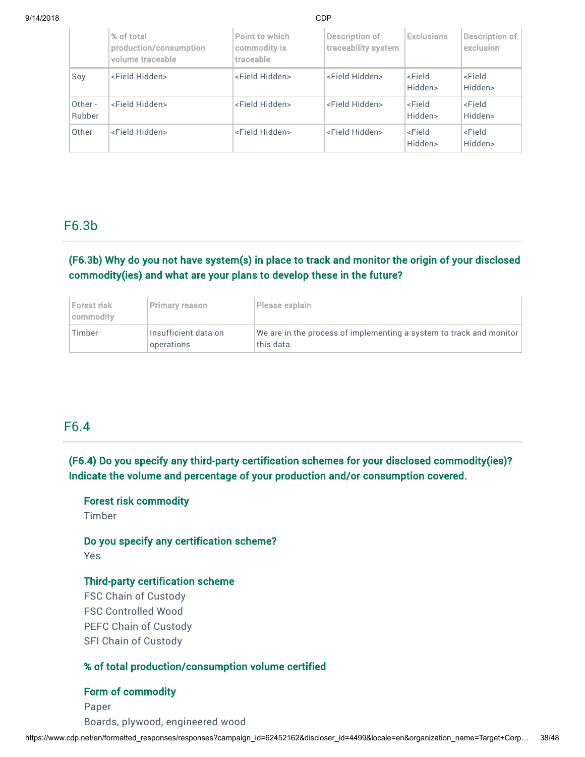| | % of total production/consumption volume traceable | Point to which commodity is traceable | Description of traceability system | Exclusions | Description of exclusion |
|---|---|---|---|---|---|
| Soy | <Field Hidden> | <Field Hidden> | <Field Hidden> | <Field Hidden> | <Field Hidden> |
| Other - Rubber | <Field Hidden> | <Field Hidden> | <Field Hidden> | <Field Hidden> | <Field Hidden> |
| Other | <Field Hidden> | <Field Hidden> | <Field Hidden> | <Field Hidden> | <Field Hidden> |

## F6.3b

### (F6.3b) Why do you not have system(s) in place to track and monitor the origin of your disclosed commodity(ies) and what are your plans to develop these in the future?

| Forest risk commodity | Primary reason | Please explain |
|---|---|---|
| Timber | Insufficient data on operations | We are in the process of implementing a system to track and monitor this data. |

## F6.4

### (F6.4) Do you specify any third-party certification schemes for your disclosed commodity(ies)? Indicate the volume and percentage of your production and/or consumption covered.

**Forest risk commodity**
Timber

**Do you specify any certification scheme?**
Yes

**Third-party certification scheme**
FSC Chain of Custody
FSC Controlled Wood
PEFC Chain of Custody
SFI Chain of Custody

**% of total production/consumption volume certified**

**Form of commodity**
Paper
Boards, plywood, engineered wood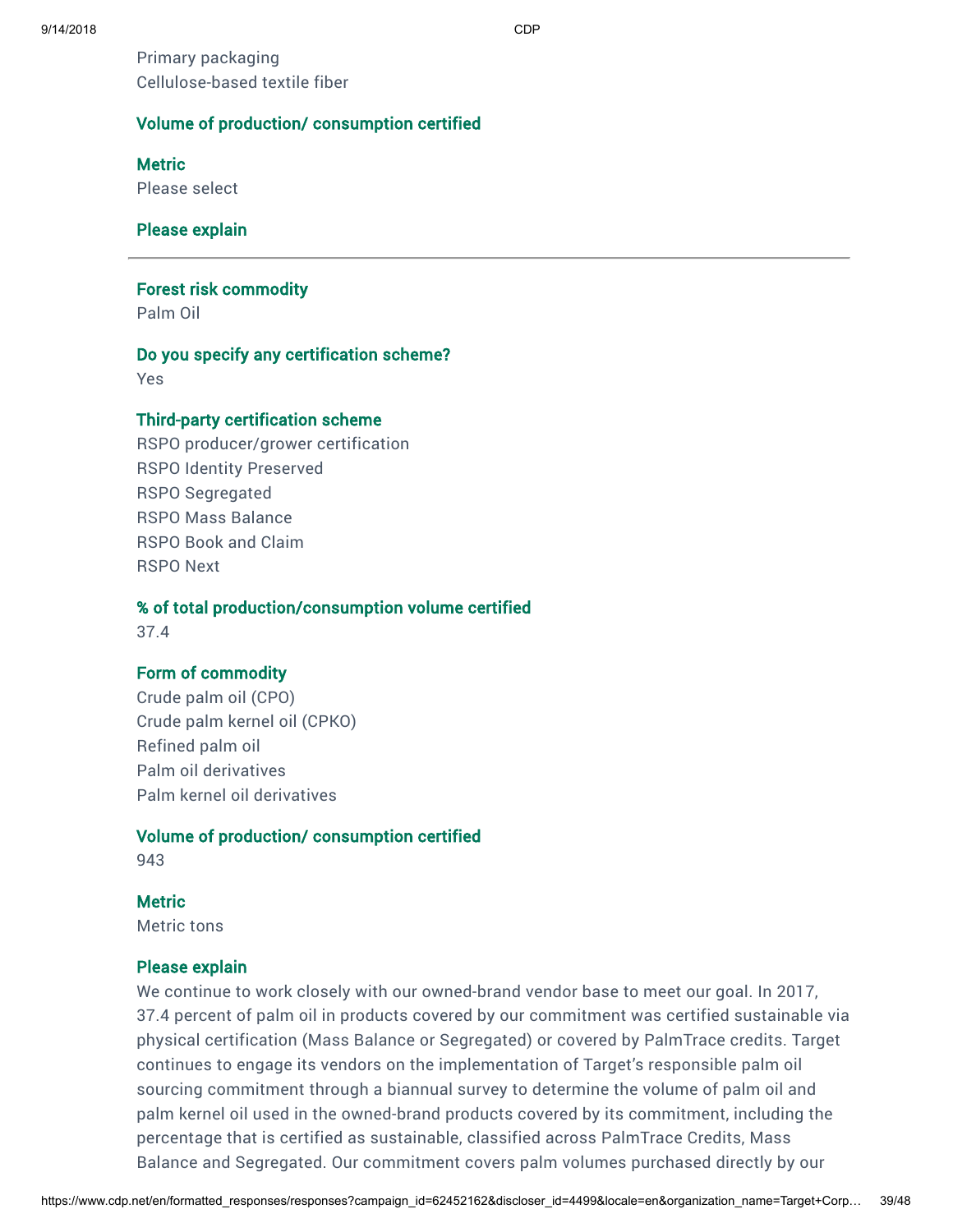Primary packaging
Cellulose-based textile fiber

**Volume of production/ consumption certified**

**Metric**
Please select

**Please explain**

---

**Forest risk commodity**
Palm Oil

**Do you specify any certification scheme?**
Yes

**Third-party certification scheme**
RSPO producer/grower certification
RSPO Identity Preserved
RSPO Segregated
RSPO Mass Balance
RSPO Book and Claim
RSPO Next

**% of total production/consumption volume certified**
37.4

**Form of commodity**
Crude palm oil (CPO)
Crude palm kernel oil (CPKO)
Refined palm oil
Palm oil derivatives
Palm kernel oil derivatives

**Volume of production/ consumption certified**
943

**Metric**
Metric tons

**Please explain**
We continue to work closely with our owned-brand vendor base to meet our goal. In 2017, 37.4 percent of palm oil in products covered by our commitment was certified sustainable via physical certification (Mass Balance or Segregated) or covered by PalmTrace credits. Target continues to engage its vendors on the implementation of Target's responsible palm oil sourcing commitment through a biannual survey to determine the volume of palm oil and palm kernel oil used in the owned-brand products covered by its commitment, including the percentage that is certified as sustainable, classified across PalmTrace Credits, Mass Balance and Segregated. Our commitment covers palm volumes purchased directly by our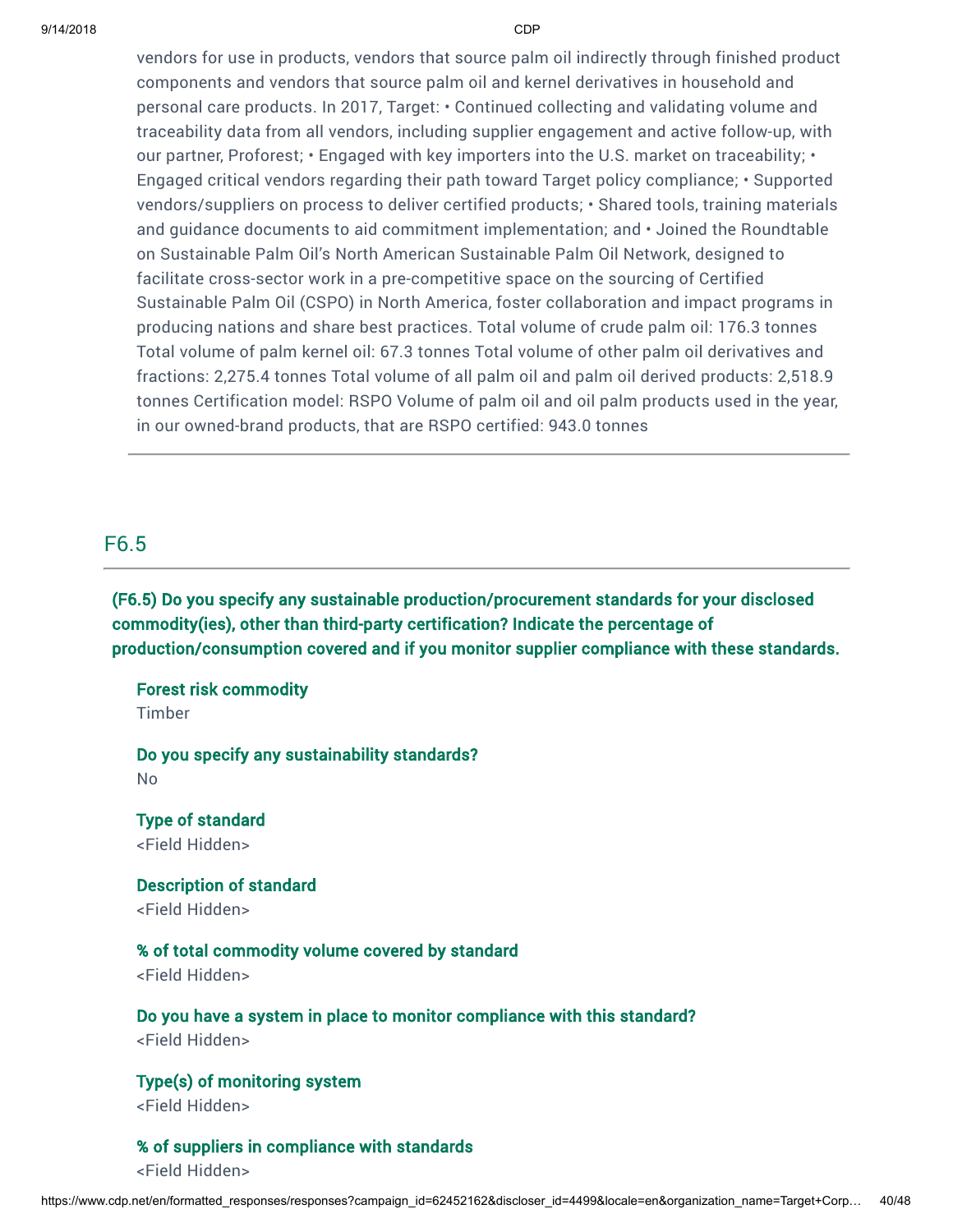vendors for use in products, vendors that source palm oil indirectly through finished product components and vendors that source palm oil and kernel derivatives in household and personal care products. In 2017, Target: • Continued collecting and validating volume and traceability data from all vendors, including supplier engagement and active follow-up, with our partner, Proforest; • Engaged with key importers into the U.S. market on traceability; • Engaged critical vendors regarding their path toward Target policy compliance; • Supported vendors/suppliers on process to deliver certified products; • Shared tools, training materials and guidance documents to aid commitment implementation; and • Joined the Roundtable on Sustainable Palm Oil's North American Sustainable Palm Oil Network, designed to facilitate cross-sector work in a pre-competitive space on the sourcing of Certified Sustainable Palm Oil (CSPO) in North America, foster collaboration and impact programs in producing nations and share best practices. Total volume of crude palm oil: 176.3 tonnes Total volume of palm kernel oil: 67.3 tonnes Total volume of other palm oil derivatives and fractions: 2,275.4 tonnes Total volume of all palm oil and palm oil derived products: 2,518.9 tonnes Certification model: RSPO Volume of palm oil and oil palm products used in the year, in our owned-brand products, that are RSPO certified: 943.0 tonnes

---

## F6.5

**(F6.5) Do you specify any sustainable production/procurement standards for your disclosed commodity(ies), other than third-party certification? Indicate the percentage of production/consumption covered and if you monitor supplier compliance with these standards.**

**Forest risk commodity**
Timber

**Do you specify any sustainability standards?**
No

**Type of standard**
<Field Hidden>

**Description of standard**
<Field Hidden>

**% of total commodity volume covered by standard**
<Field Hidden>

**Do you have a system in place to monitor compliance with this standard?**
<Field Hidden>

**Type(s) of monitoring system**
<Field Hidden>

**% of suppliers in compliance with standards**
<Field Hidden>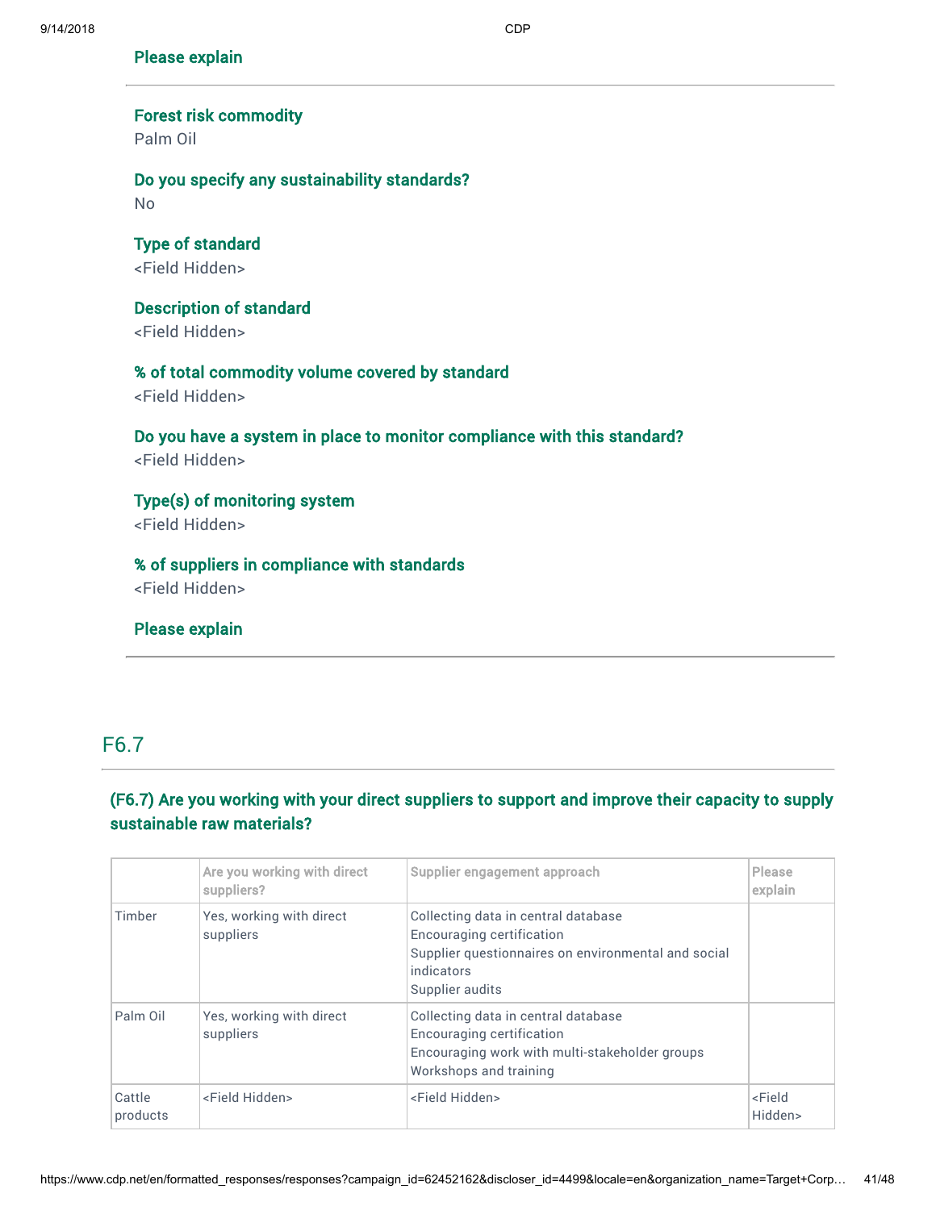**Please explain**

---

**Forest risk commodity**
Palm Oil

**Do you specify any sustainability standards?**
No

**Type of standard**
<Field Hidden>

**Description of standard**
<Field Hidden>

**% of total commodity volume covered by standard**
<Field Hidden>

**Do you have a system in place to monitor compliance with this standard?**
<Field Hidden>

**Type(s) of monitoring system**
<Field Hidden>

**% of suppliers in compliance with standards**
<Field Hidden>

**Please explain**

---

## F6.7

### (F6.7) Are you working with your direct suppliers to support and improve their capacity to supply sustainable raw materials?

| | Are you working with direct suppliers? | Supplier engagement approach | Please explain |
|---|---|---|---|
| Timber | Yes, working with direct suppliers | Collecting data in central database<br>Encouraging certification<br>Supplier questionnaires on environmental and social indicators<br>Supplier audits | |
| Palm Oil | Yes, working with direct suppliers | Collecting data in central database<br>Encouraging certification<br>Encouraging work with multi-stakeholder groups<br>Workshops and training | |
| Cattle products | <Field Hidden> | <Field Hidden> | <Field Hidden> |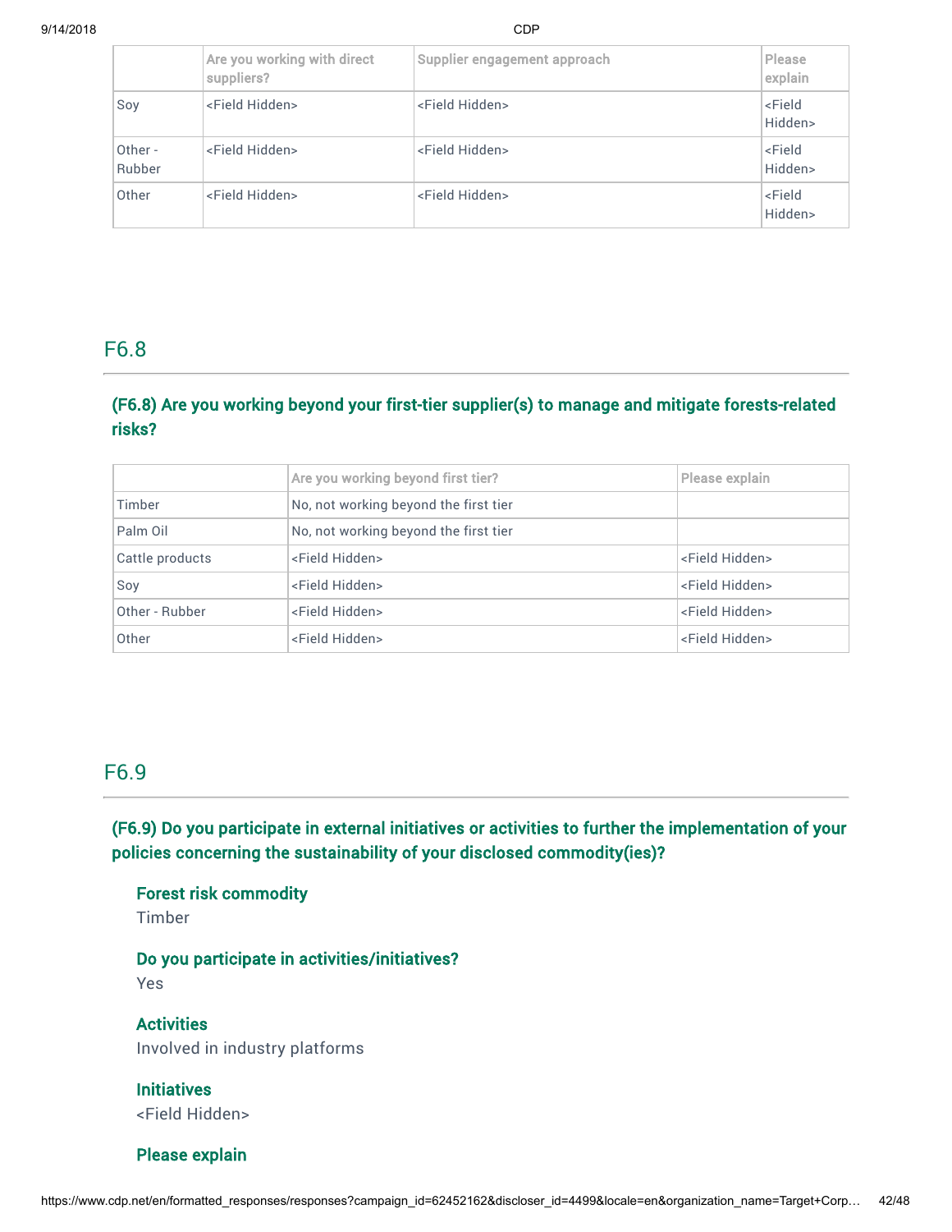| | Are you working with direct suppliers? | Supplier engagement approach | Please explain |
|---|---|---|---|
| Soy | <Field Hidden> | <Field Hidden> | <Field Hidden> |
| Other - Rubber | <Field Hidden> | <Field Hidden> | <Field Hidden> |
| Other | <Field Hidden> | <Field Hidden> | <Field Hidden> |

## F6.8

### (F6.8) Are you working beyond your first-tier supplier(s) to manage and mitigate forests-related risks?

| | Are you working beyond first tier? | Please explain |
|---|---|---|
| Timber | No, not working beyond the first tier | |
| Palm Oil | No, not working beyond the first tier | |
| Cattle products | <Field Hidden> | <Field Hidden> |
| Soy | <Field Hidden> | <Field Hidden> |
| Other - Rubber | <Field Hidden> | <Field Hidden> |
| Other | <Field Hidden> | <Field Hidden> |

## F6.9

### (F6.9) Do you participate in external initiatives or activities to further the implementation of your policies concerning the sustainability of your disclosed commodity(ies)?

**Forest risk commodity**
Timber

**Do you participate in activities/initiatives?**
Yes

**Activities**
Involved in industry platforms

**Initiatives**
<Field Hidden>

**Please explain**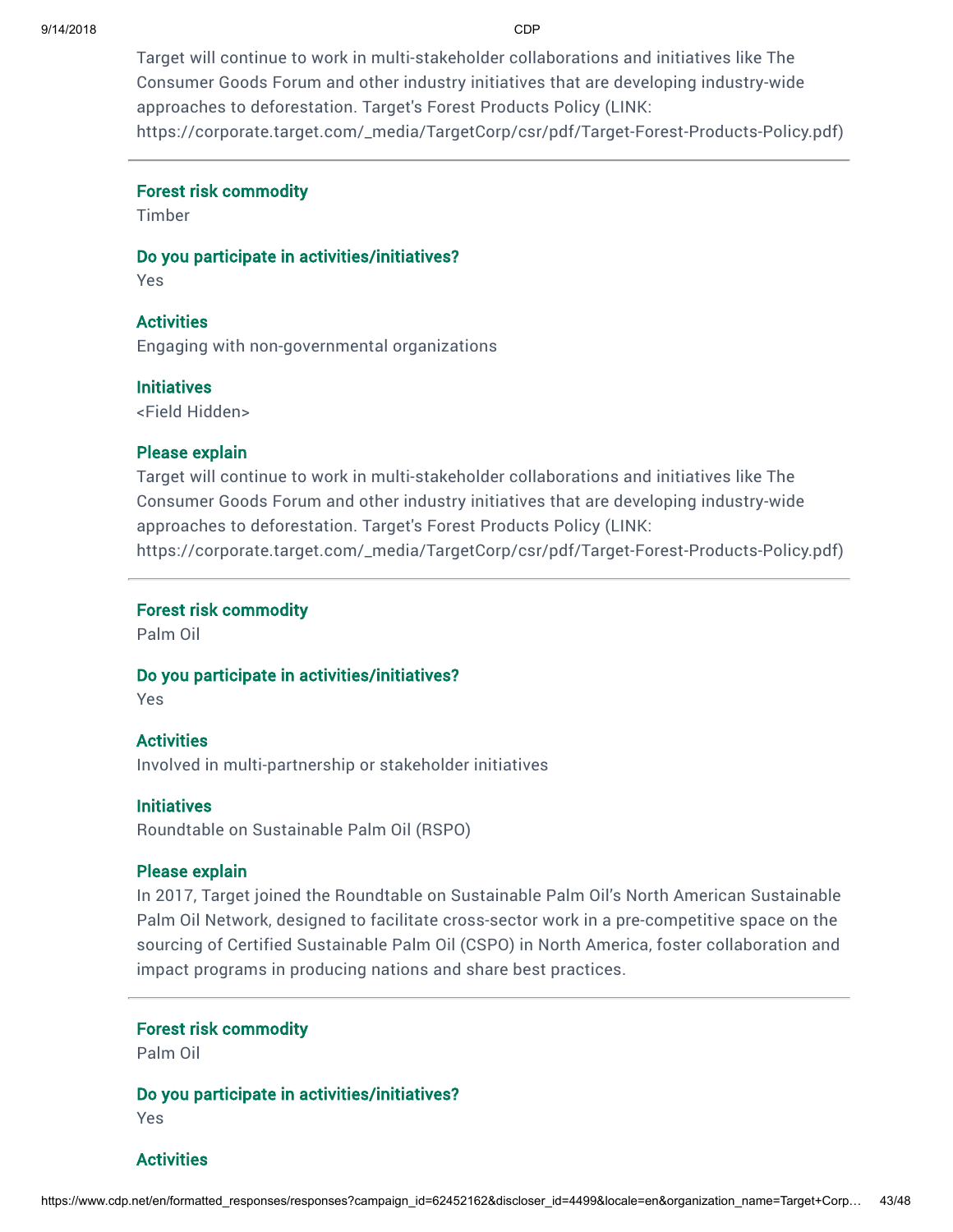Target will continue to work in multi-stakeholder collaborations and initiatives like The Consumer Goods Forum and other industry initiatives that are developing industry-wide approaches to deforestation. Target's Forest Products Policy (LINK: https://corporate.target.com/_media/TargetCorp/csr/pdf/Target-Forest-Products-Policy.pdf)

---

**Forest risk commodity**
Timber

**Do you participate in activities/initiatives?**
Yes

**Activities**
Engaging with non-governmental organizations

**Initiatives**
<Field Hidden>

**Please explain**
Target will continue to work in multi-stakeholder collaborations and initiatives like The Consumer Goods Forum and other industry initiatives that are developing industry-wide approaches to deforestation. Target's Forest Products Policy (LINK: https://corporate.target.com/_media/TargetCorp/csr/pdf/Target-Forest-Products-Policy.pdf)

---

**Forest risk commodity**
Palm Oil

**Do you participate in activities/initiatives?**
Yes

**Activities**
Involved in multi-partnership or stakeholder initiatives

**Initiatives**
Roundtable on Sustainable Palm Oil (RSPO)

**Please explain**
In 2017, Target joined the Roundtable on Sustainable Palm Oil's North American Sustainable Palm Oil Network, designed to facilitate cross-sector work in a pre-competitive space on the sourcing of Certified Sustainable Palm Oil (CSPO) in North America, foster collaboration and impact programs in producing nations and share best practices.

---

**Forest risk commodity**
Palm Oil

**Do you participate in activities/initiatives?**
Yes

**Activities**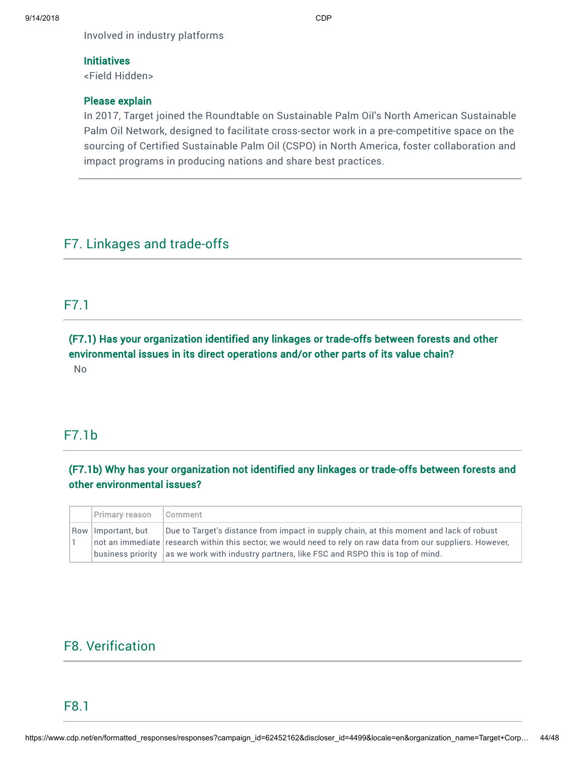Involved in industry platforms

**Initiatives**

<Field Hidden>

**Please explain**

In 2017, Target joined the Roundtable on Sustainable Palm Oil's North American Sustainable Palm Oil Network, designed to facilitate cross-sector work in a pre-competitive space on the sourcing of Certified Sustainable Palm Oil (CSPO) in North America, foster collaboration and impact programs in producing nations and share best practices.

## F7. Linkages and trade-offs

### F7.1

**(F7.1) Has your organization identified any linkages or trade-offs between forests and other environmental issues in its direct operations and/or other parts of its value chain?**

No

### F7.1b

**(F7.1b) Why has your organization not identified any linkages or trade-offs between forests and other environmental issues?**

| | Primary reason | Comment |
|---|---|---|
| Row 1 | Important, but not an immediate business priority | Due to Target's distance from impact in supply chain, at this moment and lack of robust research within this sector, we would need to rely on raw data from our suppliers. However, as we work with industry partners, like FSC and RSPO this is top of mind. |

## F8. Verification

### F8.1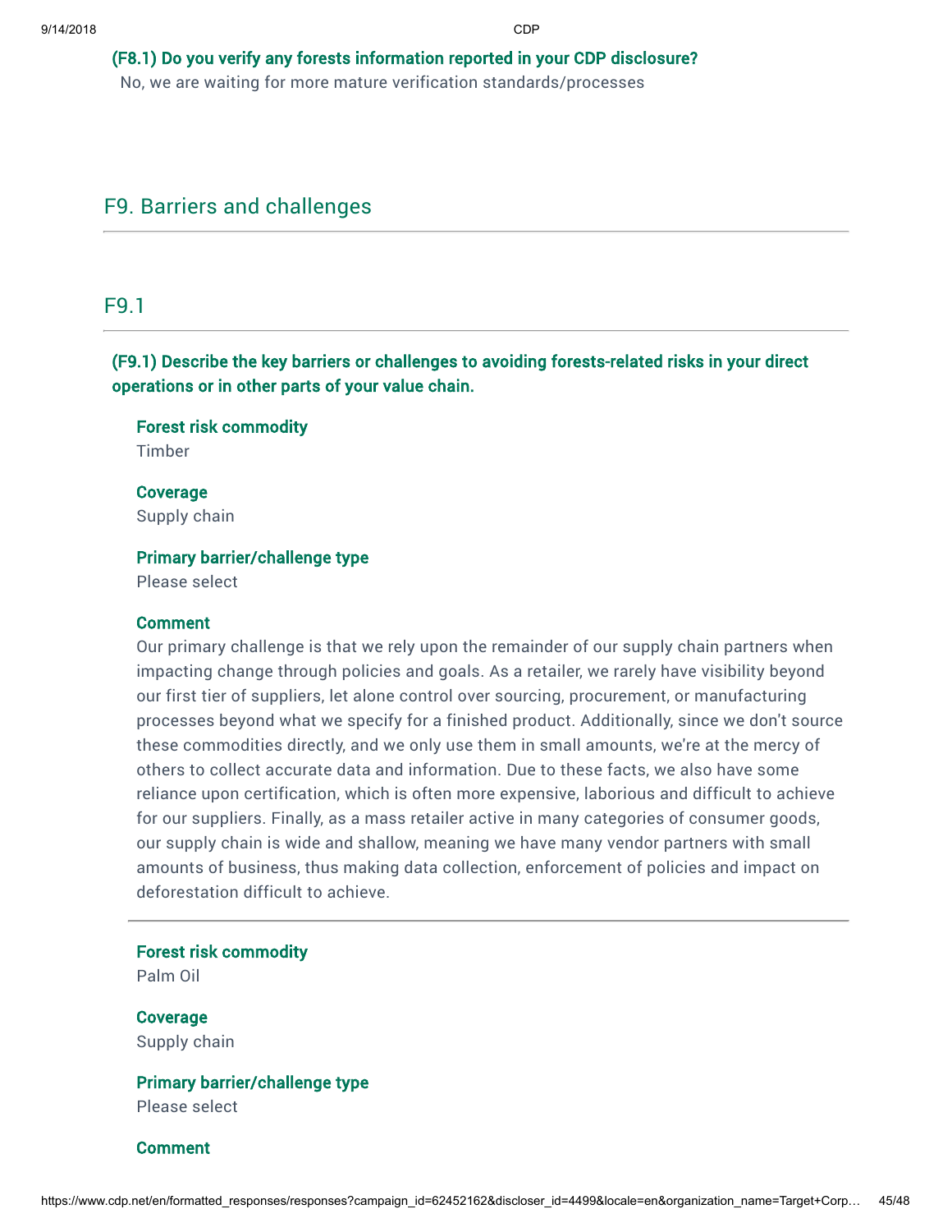### (F8.1) Do you verify any forests information reported in your CDP disclosure?

No, we are waiting for more mature verification standards/processes

## F9. Barriers and challenges

## F9.1

### (F9.1) Describe the key barriers or challenges to avoiding forests-related risks in your direct operations or in other parts of your value chain.

**Forest risk commodity**
Timber

**Coverage**
Supply chain

**Primary barrier/challenge type**
Please select

**Comment**
Our primary challenge is that we rely upon the remainder of our supply chain partners when impacting change through policies and goals. As a retailer, we rarely have visibility beyond our first tier of suppliers, let alone control over sourcing, procurement, or manufacturing processes beyond what we specify for a finished product. Additionally, since we don't source these commodities directly, and we only use them in small amounts, we're at the mercy of others to collect accurate data and information. Due to these facts, we also have some reliance upon certification, which is often more expensive, laborious and difficult to achieve for our suppliers. Finally, as a mass retailer active in many categories of consumer goods, our supply chain is wide and shallow, meaning we have many vendor partners with small amounts of business, thus making data collection, enforcement of policies and impact on deforestation difficult to achieve.

---

**Forest risk commodity**
Palm Oil

**Coverage**
Supply chain

**Primary barrier/challenge type**
Please select

**Comment**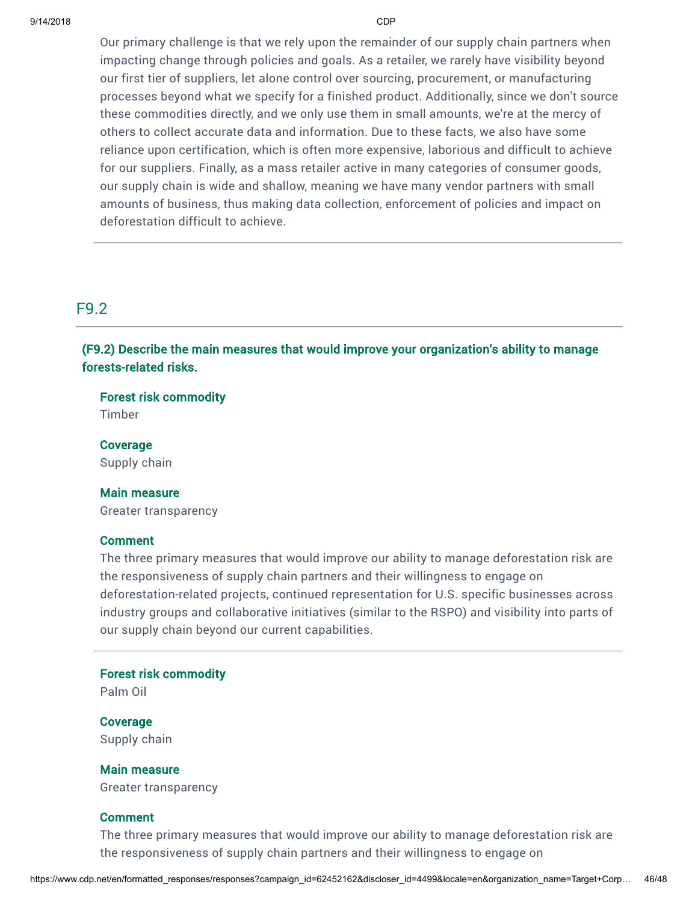Our primary challenge is that we rely upon the remainder of our supply chain partners when impacting change through policies and goals. As a retailer, we rarely have visibility beyond our first tier of suppliers, let alone control over sourcing, procurement, or manufacturing processes beyond what we specify for a finished product. Additionally, since we don't source these commodities directly, and we only use them in small amounts, we're at the mercy of others to collect accurate data and information. Due to these facts, we also have some reliance upon certification, which is often more expensive, laborious and difficult to achieve for our suppliers. Finally, as a mass retailer active in many categories of consumer goods, our supply chain is wide and shallow, meaning we have many vendor partners with small amounts of business, thus making data collection, enforcement of policies and impact on deforestation difficult to achieve.

---

## F9.2

**(F9.2) Describe the main measures that would improve your organization's ability to manage forests-related risks.**

**Forest risk commodity**
Timber

**Coverage**
Supply chain

**Main measure**
Greater transparency

**Comment**
The three primary measures that would improve our ability to manage deforestation risk are the responsiveness of supply chain partners and their willingness to engage on deforestation-related projects, continued representation for U.S. specific businesses across industry groups and collaborative initiatives (similar to the RSPO) and visibility into parts of our supply chain beyond our current capabilities.

---

**Forest risk commodity**
Palm Oil

**Coverage**
Supply chain

**Main measure**
Greater transparency

**Comment**
The three primary measures that would improve our ability to manage deforestation risk are the responsiveness of supply chain partners and their willingness to engage on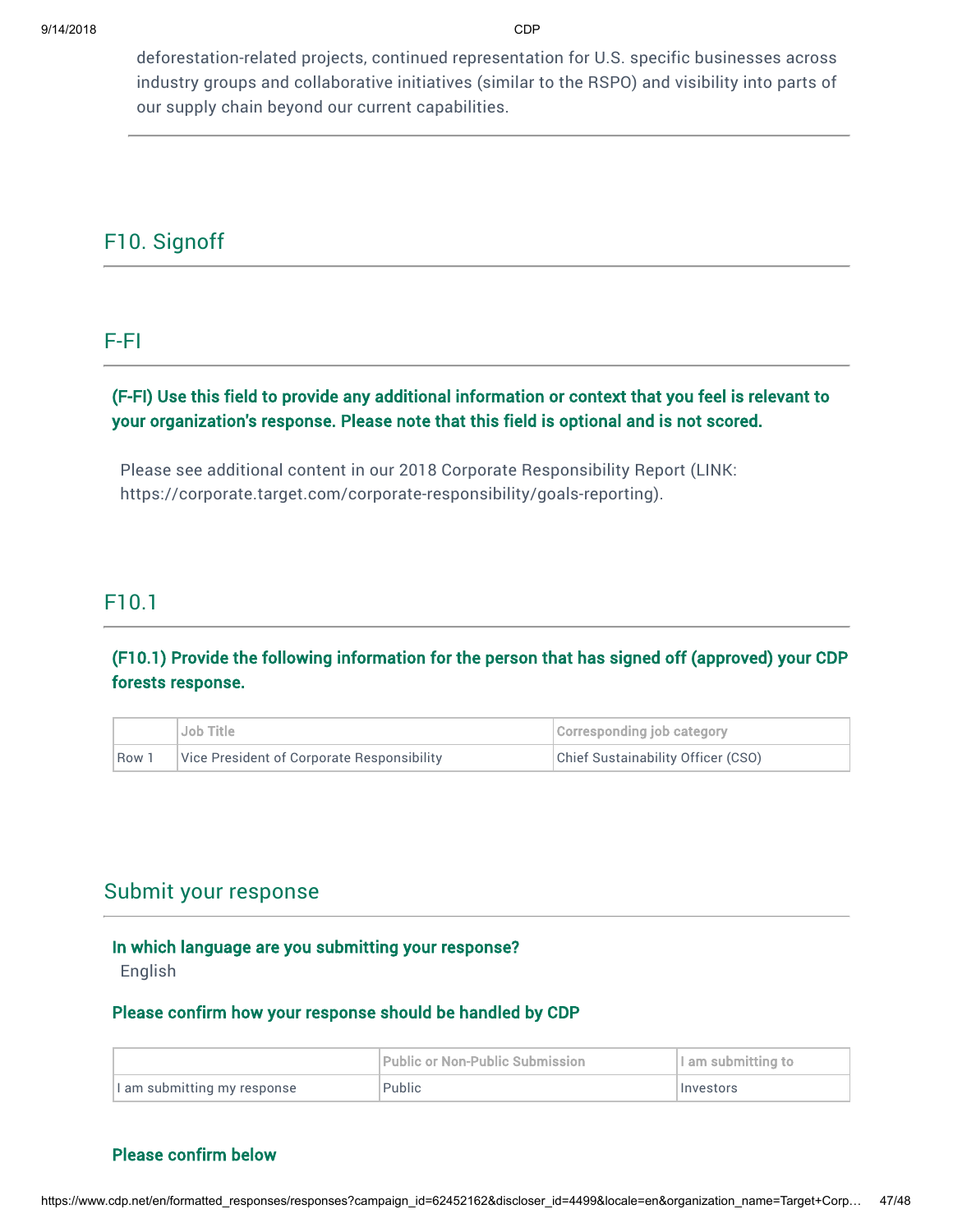deforestation-related projects, continued representation for U.S. specific businesses across industry groups and collaborative initiatives (similar to the RSPO) and visibility into parts of our supply chain beyond our current capabilities.

## F10. Signoff

## F-FI

**(F-FI) Use this field to provide any additional information or context that you feel is relevant to your organization's response. Please note that this field is optional and is not scored.**

Please see additional content in our 2018 Corporate Responsibility Report (LINK: https://corporate.target.com/corporate-responsibility/goals-reporting).

## F10.1

**(F10.1) Provide the following information for the person that has signed off (approved) your CDP forests response.**

| | Job Title | Corresponding job category |
|---|---|---|
| Row 1 | Vice President of Corporate Responsibility | Chief Sustainability Officer (CSO) |

## Submit your response

**In which language are you submitting your response?**

English

**Please confirm how your response should be handled by CDP**

| | Public or Non-Public Submission | I am submitting to |
|---|---|---|
| I am submitting my response | Public | Investors |

**Please confirm below**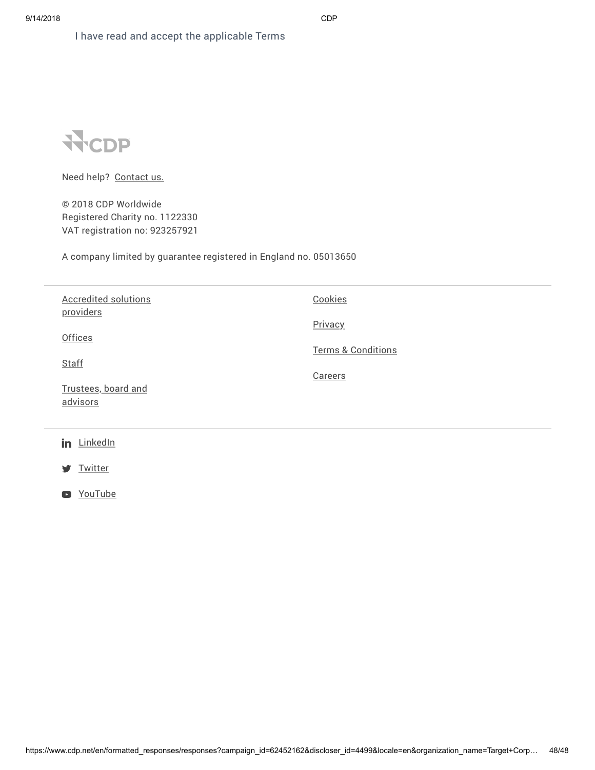I have read and accept the applicable Terms

CDP

Need help? Contact us.

© 2018 CDP Worldwide
Registered Charity no. 1122330
VAT registration no: 923257921

A company limited by guarantee registered in England no. 05013650

Accredited solutions providers

Offices

Staff

Trustees, board and advisors

Cookies

Privacy

Terms & Conditions

Careers

LinkedIn

Twitter

YouTube